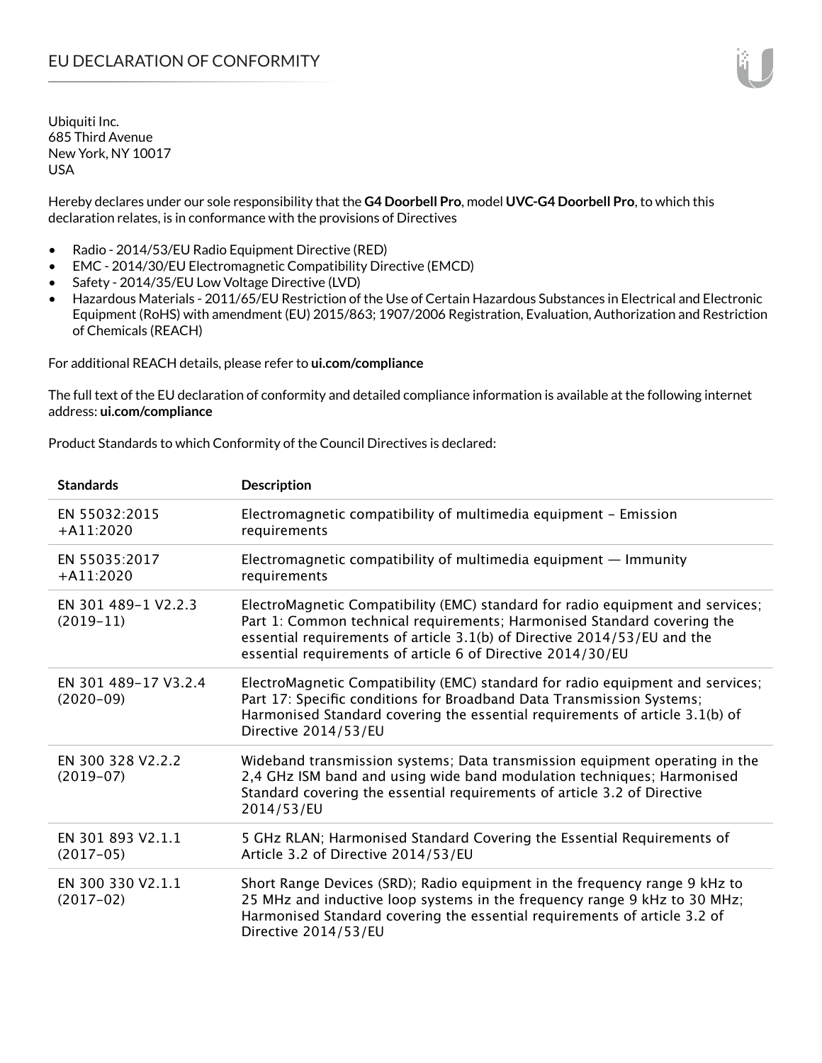# EU DECLARATION OF CONFORMITY

Ubiquiti Inc.
685 Third Avenue
New York, NY 10017
USA

Hereby declares under our sole responsibility that the **G4 Doorbell Pro**, model **UVC-G4 Doorbell Pro**, to which this declaration relates, is in conformance with the provisions of Directives

- Radio - 2014/53/EU Radio Equipment Directive (RED)
- EMC - 2014/30/EU Electromagnetic Compatibility Directive (EMCD)
- Safety - 2014/35/EU Low Voltage Directive (LVD)
- Hazardous Materials - 2011/65/EU Restriction of the Use of Certain Hazardous Substances in Electrical and Electronic Equipment (RoHS) with amendment (EU) 2015/863; 1907/2006 Registration, Evaluation, Authorization and Restriction of Chemicals (REACH)

For additional REACH details, please refer to **ui.com/compliance**

The full text of the EU declaration of conformity and detailed compliance information is available at the following internet address: **ui.com/compliance**

Product Standards to which Conformity of the Council Directives is declared:

| Standards | Description |
|---|---|
| EN 55032:2015 +A11:2020 | Electromagnetic compatibility of multimedia equipment – Emission requirements |
| EN 55035:2017 +A11:2020 | Electromagnetic compatibility of multimedia equipment — Immunity requirements |
| EN 301 489-1 V2.2.3 (2019-11) | ElectroMagnetic Compatibility (EMC) standard for radio equipment and services; Part 1: Common technical requirements; Harmonised Standard covering the essential requirements of article 3.1(b) of Directive 2014/53/EU and the essential requirements of article 6 of Directive 2014/30/EU |
| EN 301 489-17 V3.2.4 (2020-09) | ElectroMagnetic Compatibility (EMC) standard for radio equipment and services; Part 17: Specific conditions for Broadband Data Transmission Systems; Harmonised Standard covering the essential requirements of article 3.1(b) of Directive 2014/53/EU |
| EN 300 328 V2.2.2 (2019-07) | Wideband transmission systems; Data transmission equipment operating in the 2,4 GHz ISM band and using wide band modulation techniques; Harmonised Standard covering the essential requirements of article 3.2 of Directive 2014/53/EU |
| EN 301 893 V2.1.1 (2017-05) | 5 GHz RLAN; Harmonised Standard Covering the Essential Requirements of Article 3.2 of Directive 2014/53/EU |
| EN 300 330 V2.1.1 (2017-02) | Short Range Devices (SRD); Radio equipment in the frequency range 9 kHz to 25 MHz and inductive loop systems in the frequency range 9 kHz to 30 MHz; Harmonised Standard covering the essential requirements of article 3.2 of Directive 2014/53/EU |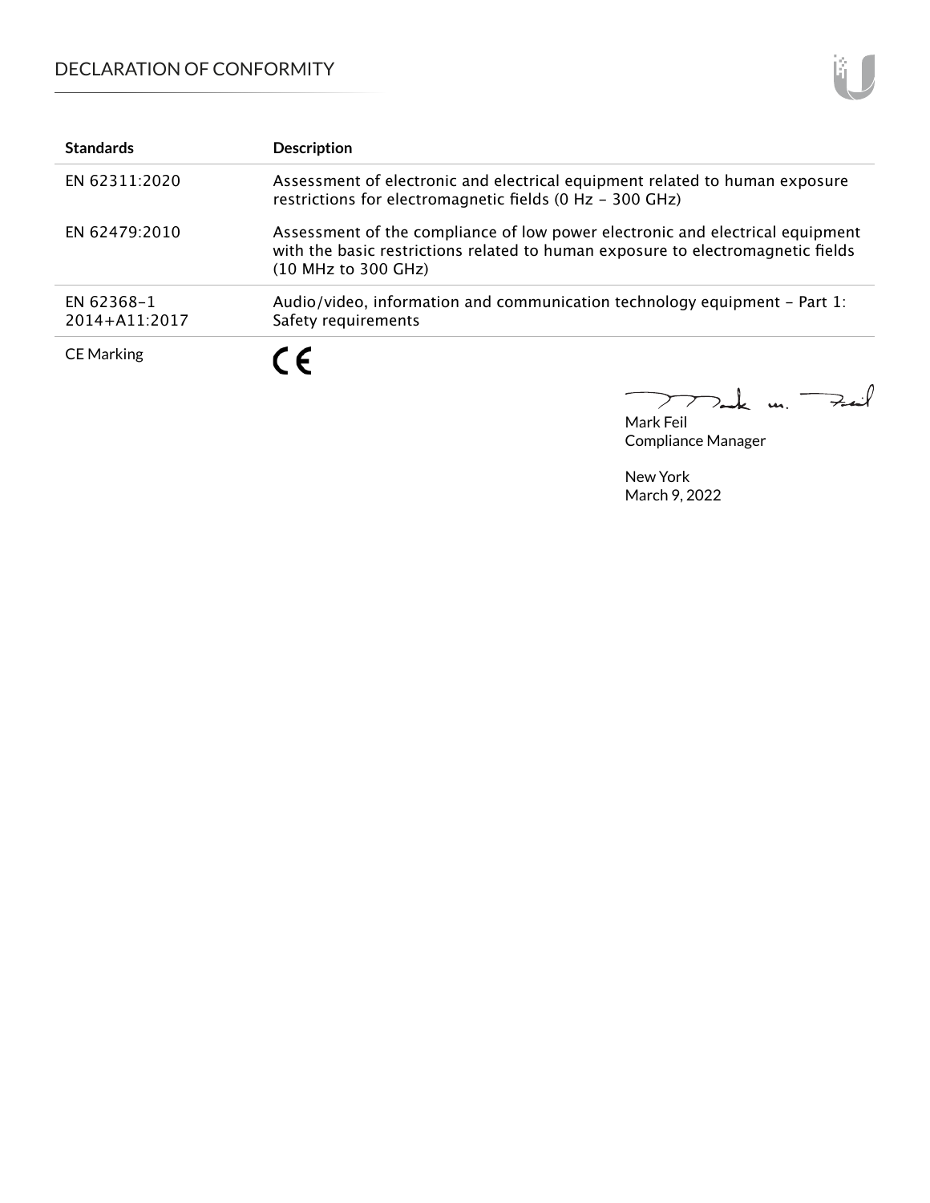| Standards | Description |
| --- | --- |
| EN 62311:2020 | Assessment of electronic and electrical equipment related to human exposure restrictions for electromagnetic fields (0 Hz - 300 GHz) |
| EN 62479:2010 | Assessment of the compliance of low power electronic and electrical equipment with the basic restrictions related to human exposure to electromagnetic fields (10 MHz to 300 GHz) |
| EN 62368-1 2014+A11:2017 | Audio/video, information and communication technology equipment - Part 1: Safety requirements |
| CE Marking | CE |

Mark Feil
Compliance Manager

New York
March 9, 2022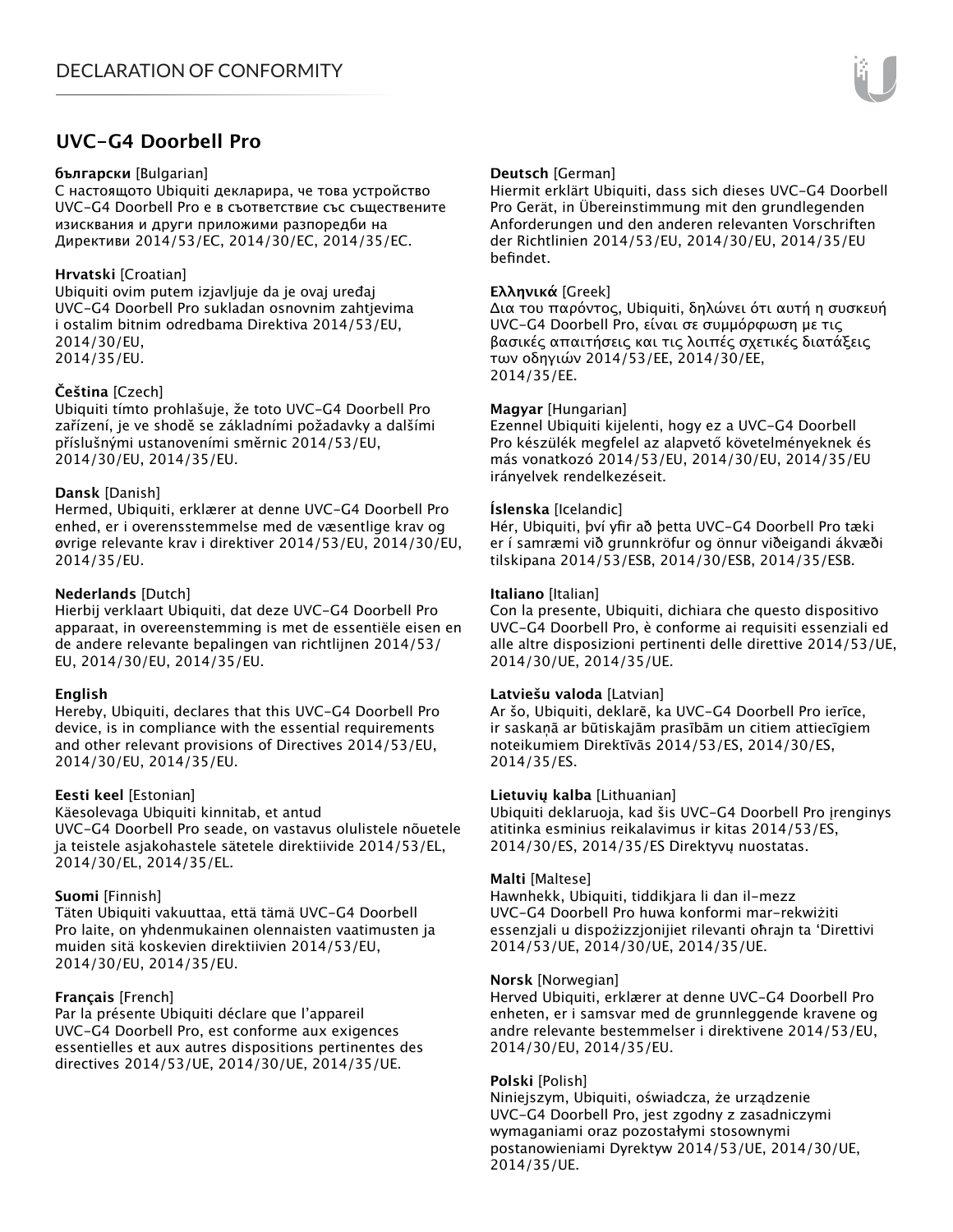# DECLARATION OF CONFORMITY

## UVC-G4 Doorbell Pro

**български** [Bulgarian]
С настоящото Ubiquiti декларира, че това устройство UVC-G4 Doorbell Pro е в съответствие със съществените изисквания и други приложими разпоредби на Директиви 2014/53/ЕС, 2014/30/ЕС, 2014/35/ЕС.

**Hrvatski** [Croatian]
Ubiquiti ovim putem izjavljuje da je ovaj uređaj UVC-G4 Doorbell Pro sukladan osnovnim zahtjevima i ostalim bitnim odredbama Direktiva 2014/53/EU, 2014/30/EU, 2014/35/EU.

**Čeština** [Czech]
Ubiquiti tímto prohlašuje, že toto UVC-G4 Doorbell Pro zařízení, je ve shodě se základními požadavky a dalšími příslušnými ustanoveními směrnic 2014/53/EU, 2014/30/EU, 2014/35/EU.

**Dansk** [Danish]
Hermed, Ubiquiti, erklærer at denne UVC-G4 Doorbell Pro enhed, er i overensstemmelse med de væsentlige krav og øvrige relevante krav i direktiver 2014/53/EU, 2014/30/EU, 2014/35/EU.

**Nederlands** [Dutch]
Hierbij verklaart Ubiquiti, dat deze UVC-G4 Doorbell Pro apparaat, in overeenstemming is met de essentiële eisen en de andere relevante bepalingen van richtlijnen 2014/53/EU, 2014/30/EU, 2014/35/EU.

**English**
Hereby, Ubiquiti, declares that this UVC-G4 Doorbell Pro device, is in compliance with the essential requirements and other relevant provisions of Directives 2014/53/EU, 2014/30/EU, 2014/35/EU.

**Eesti keel** [Estonian]
Käesolevaga Ubiquiti kinnitab, et antud UVC-G4 Doorbell Pro seade, on vastavus olulistele nõuetele ja teistele asjakohastele sätetele direktiivide 2014/53/EL, 2014/30/EL, 2014/35/EL.

**Suomi** [Finnish]
Täten Ubiquiti vakuuttaa, että tämä UVC-G4 Doorbell Pro laite, on yhdenmukainen olennaisten vaatimusten ja muiden sitä koskevien direktiivien 2014/53/EU, 2014/30/EU, 2014/35/EU.

**Français** [French]
Par la présente Ubiquiti déclare que l'appareil UVC-G4 Doorbell Pro, est conforme aux exigences essentielles et aux autres dispositions pertinentes des directives 2014/53/UE, 2014/30/UE, 2014/35/UE.

**Deutsch** [German]
Hiermit erklärt Ubiquiti, dass sich dieses UVC-G4 Doorbell Pro Gerät, in Übereinstimmung mit den grundlegenden Anforderungen und den anderen relevanten Vorschriften der Richtlinien 2014/53/EU, 2014/30/EU, 2014/35/EU befindet.

**Ελληνικά** [Greek]
Δια του παρόντος, Ubiquiti, δηλώνει ότι αυτή η συσκευή UVC-G4 Doorbell Pro, είναι σε συμμόρφωση με τις βασικές απαιτήσεις και τις λοιπές σχετικές διατάξεις των οδηγιών 2014/53/EE, 2014/30/EE, 2014/35/EE.

**Magyar** [Hungarian]
Ezennel Ubiquiti kijelenti, hogy ez a UVC-G4 Doorbell Pro készülék megfelel az alapvető követelményeknek és más vonatkozó 2014/53/EU, 2014/30/EU, 2014/35/EU irányelvek rendelkezéseit.

**Íslenska** [Icelandic]
Hér, Ubiquiti, því yfir að þetta UVC-G4 Doorbell Pro tæki er í samræmi við grunnkröfur og önnur viðeigandi ákvæði tilskipana 2014/53/ESB, 2014/30/ESB, 2014/35/ESB.

**Italiano** [Italian]
Con la presente, Ubiquiti, dichiara che questo dispositivo UVC-G4 Doorbell Pro, è conforme ai requisiti essenziali ed alle altre disposizioni pertinenti delle direttive 2014/53/UE, 2014/30/UE, 2014/35/UE.

**Latviešu valoda** [Latvian]
Ar šo, Ubiquiti, deklarē, ka UVC-G4 Doorbell Pro ierīce, ir saskaņā ar būtiskajām prasībām un citiem attiecīgiem noteikumiem Direktīvās 2014/53/ES, 2014/30/ES, 2014/35/ES.

**Lietuvių kalba** [Lithuanian]
Ubiquiti deklaruoja, kad šis UVC-G4 Doorbell Pro įrenginys atitinka esminius reikalavimus ir kitas 2014/53/ES, 2014/30/ES, 2014/35/ES Direktyvų nuostatas.

**Malti** [Maltese]
Hawnhekk, Ubiquiti, tiddikjara li dan il-mezz UVC-G4 Doorbell Pro huwa konformi mar-rekwiżiti essenzjali u dispożizzjonijiet rilevanti oħrajn ta 'Direttivi 2014/53/UE, 2014/30/UE, 2014/35/UE.

**Norsk** [Norwegian]
Herved Ubiquiti, erklærer at denne UVC-G4 Doorbell Pro enheten, er i samsvar med de grunnleggende kravene og andre relevante bestemmelser i direktivene 2014/53/EU, 2014/30/EU, 2014/35/EU.

**Polski** [Polish]
Niniejszym, Ubiquiti, oświadcza, że urządzenie UVC-G4 Doorbell Pro, jest zgodny z zasadniczymi wymaganiami oraz pozostałymi stosownymi postanowieniami Dyrektyw 2014/53/UE, 2014/30/UE, 2014/35/UE.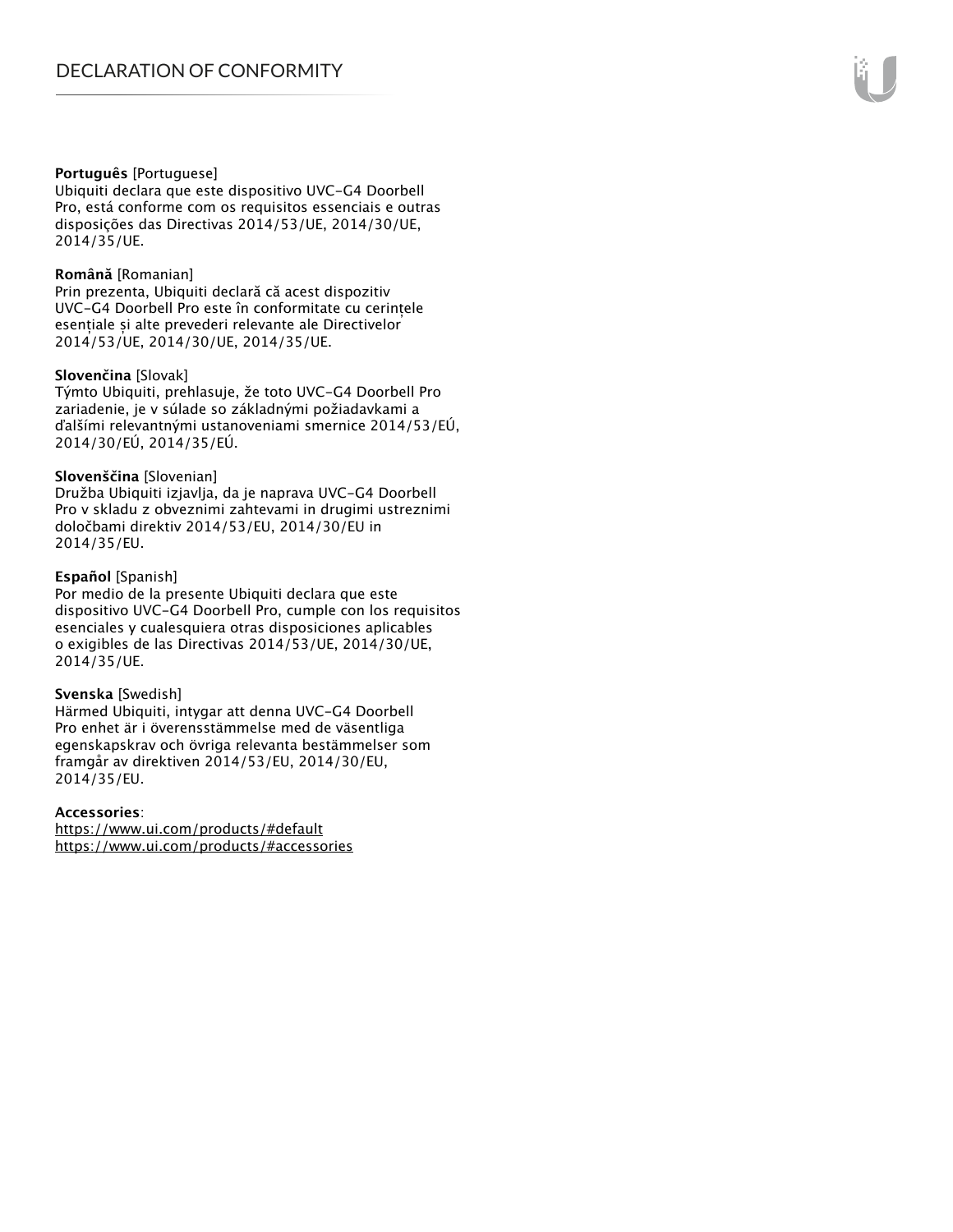**Português** [Portuguese]
Ubiquiti declara que este dispositivo UVC-G4 Doorbell Pro, está conforme com os requisitos essenciais e outras disposições das Directivas 2014/53/UE, 2014/30/UE, 2014/35/UE.

**Română** [Romanian]
Prin prezenta, Ubiquiti declară că acest dispozitiv UVC-G4 Doorbell Pro este în conformitate cu cerințele esențiale și alte prevederi relevante ale Directivelor 2014/53/UE, 2014/30/UE, 2014/35/UE.

**Slovenčina** [Slovak]
Týmto Ubiquiti, prehlasuje, že toto UVC-G4 Doorbell Pro zariadenie, je v súlade so základnými požiadavkami a ďalšími relevantnými ustanoveniami smernice 2014/53/EÚ, 2014/30/EÚ, 2014/35/EÚ.

**Slovenščina** [Slovenian]
Družba Ubiquiti izjavlja, da je naprava UVC-G4 Doorbell Pro v skladu z obveznimi zahtevami in drugimi ustreznimi določbami direktiv 2014/53/EU, 2014/30/EU in 2014/35/EU.

**Español** [Spanish]
Por medio de la presente Ubiquiti declara que este dispositivo UVC-G4 Doorbell Pro, cumple con los requisitos esenciales y cualesquiera otras disposiciones aplicables o exigibles de las Directivas 2014/53/UE, 2014/30/UE, 2014/35/UE.

**Svenska** [Swedish]
Härmed Ubiquiti, intygar att denna UVC-G4 Doorbell Pro enhet är i överensstämmelse med de väsentliga egenskapskrav och övriga relevanta bestämmelser som framgår av direktiven 2014/53/EU, 2014/30/EU, 2014/35/EU.

**Accessories**:
https://www.ui.com/products/#default
https://www.ui.com/products/#accessories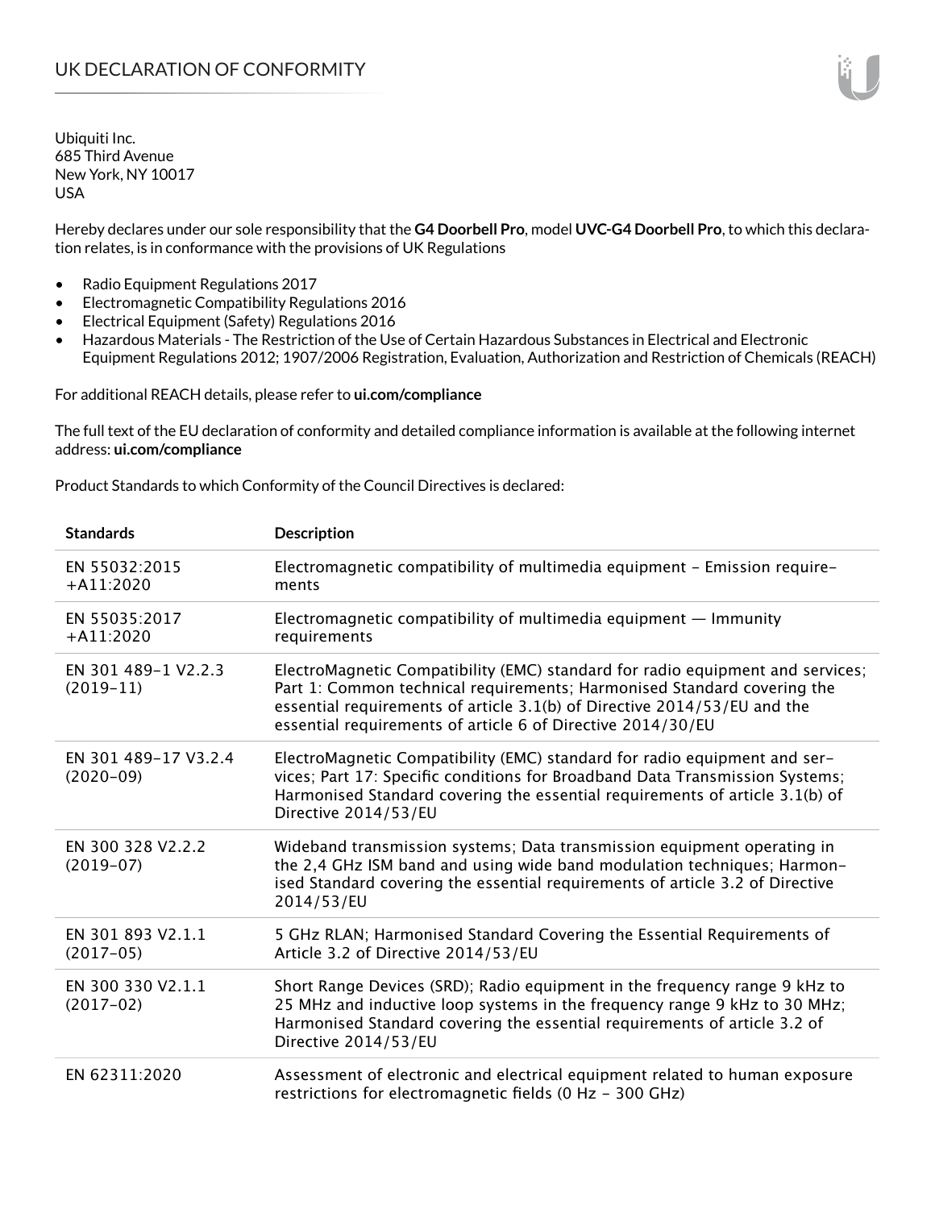# UK DECLARATION OF CONFORMITY

Ubiquiti Inc.
685 Third Avenue
New York, NY 10017
USA

Hereby declares under our sole responsibility that the **G4 Doorbell Pro**, model **UVC-G4 Doorbell Pro**, to which this declaration relates, is in conformance with the provisions of UK Regulations

- Radio Equipment Regulations 2017
- Electromagnetic Compatibility Regulations 2016
- Electrical Equipment (Safety) Regulations 2016
- Hazardous Materials - The Restriction of the Use of Certain Hazardous Substances in Electrical and Electronic Equipment Regulations 2012; 1907/2006 Registration, Evaluation, Authorization and Restriction of Chemicals (REACH)

For additional REACH details, please refer to **ui.com/compliance**

The full text of the EU declaration of conformity and detailed compliance information is available at the following internet address: **ui.com/compliance**

Product Standards to which Conformity of the Council Directives is declared:

| Standards | Description |
|---|---|
| EN 55032:2015 +A11:2020 | Electromagnetic compatibility of multimedia equipment - Emission requirements |
| EN 55035:2017 +A11:2020 | Electromagnetic compatibility of multimedia equipment — Immunity requirements |
| EN 301 489-1 V2.2.3 (2019-11) | ElectroMagnetic Compatibility (EMC) standard for radio equipment and services; Part 1: Common technical requirements; Harmonised Standard covering the essential requirements of article 3.1(b) of Directive 2014/53/EU and the essential requirements of article 6 of Directive 2014/30/EU |
| EN 301 489-17 V3.2.4 (2020-09) | ElectroMagnetic Compatibility (EMC) standard for radio equipment and services; Part 17: Specific conditions for Broadband Data Transmission Systems; Harmonised Standard covering the essential requirements of article 3.1(b) of Directive 2014/53/EU |
| EN 300 328 V2.2.2 (2019-07) | Wideband transmission systems; Data transmission equipment operating in the 2,4 GHz ISM band and using wide band modulation techniques; Harmonised Standard covering the essential requirements of article 3.2 of Directive 2014/53/EU |
| EN 301 893 V2.1.1 (2017-05) | 5 GHz RLAN; Harmonised Standard Covering the Essential Requirements of Article 3.2 of Directive 2014/53/EU |
| EN 300 330 V2.1.1 (2017-02) | Short Range Devices (SRD); Radio equipment in the frequency range 9 kHz to 25 MHz and inductive loop systems in the frequency range 9 kHz to 30 MHz; Harmonised Standard covering the essential requirements of article 3.2 of Directive 2014/53/EU |
| EN 62311:2020 | Assessment of electronic and electrical equipment related to human exposure restrictions for electromagnetic fields (0 Hz - 300 GHz) |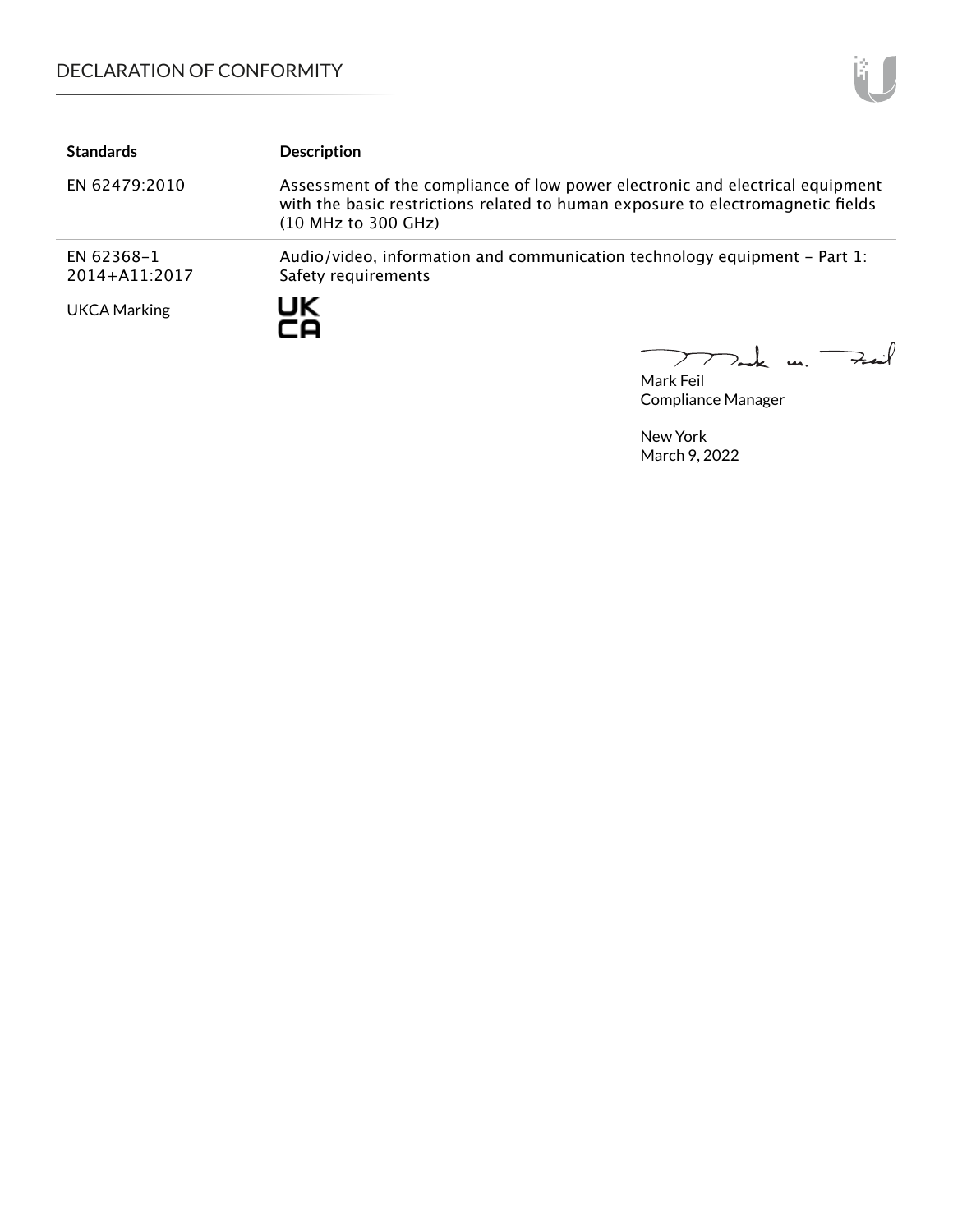| Standards | Description |
| --- | --- |
| EN 62479:2010 | Assessment of the compliance of low power electronic and electrical equipment with the basic restrictions related to human exposure to electromagnetic fields (10 MHz to 300 GHz) |
| EN 62368-1 2014+A11:2017 | Audio/video, information and communication technology equipment - Part 1: Safety requirements |
| UKCA Marking | UK CA |

Mark Feil
Compliance Manager

New York
March 9, 2022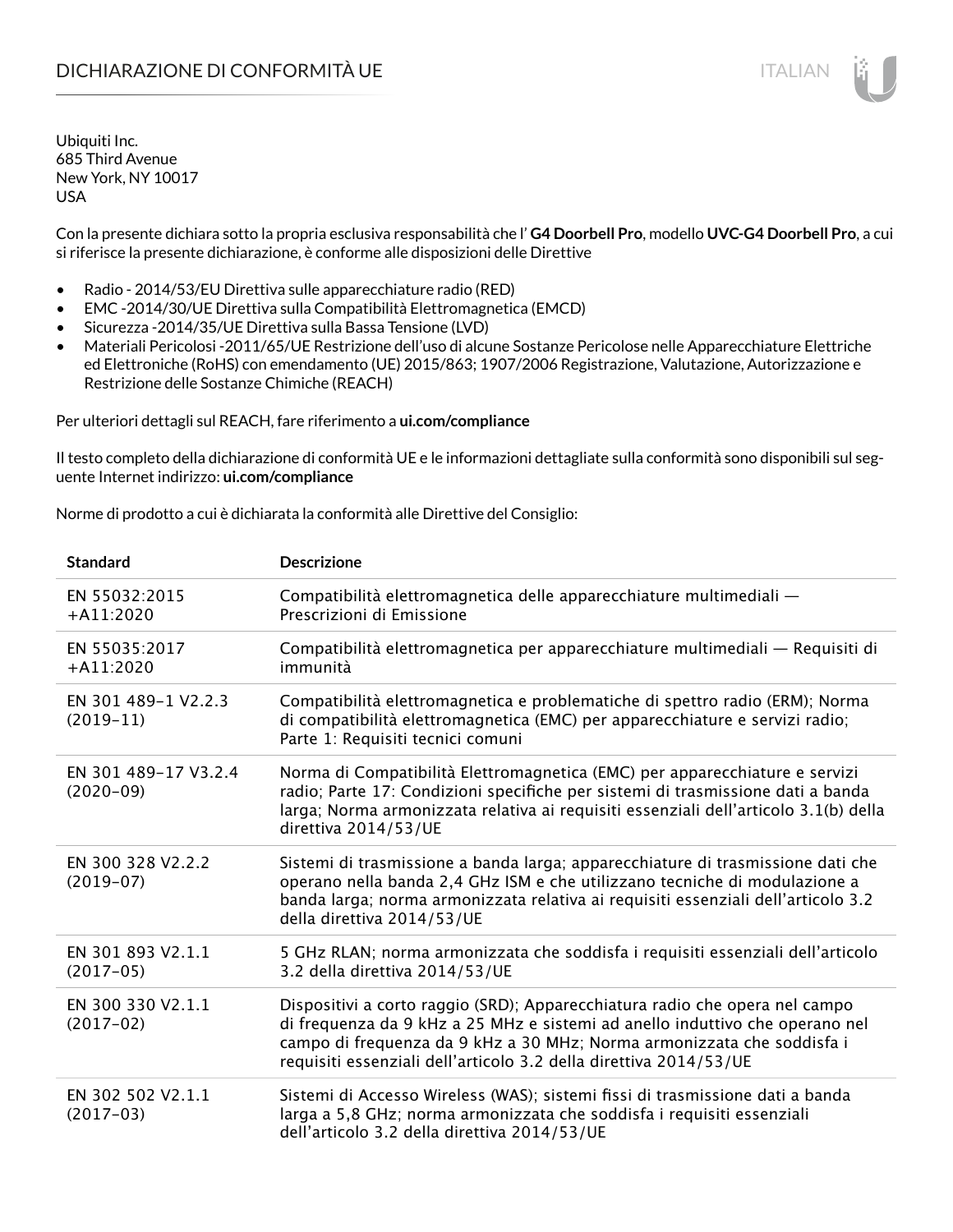# DICHIARAZIONE DI CONFORMITÀ UE

Ubiquiti Inc.
685 Third Avenue
New York, NY 10017
USA

Con la presente dichiara sotto la propria esclusiva responsabilità che l' **G4 Doorbell Pro**, modello **UVC-G4 Doorbell Pro**, a cui si riferisce la presente dichiarazione, è conforme alle disposizioni delle Direttive

- Radio - 2014/53/EU Direttiva sulle apparecchiature radio (RED)
- EMC -2014/30/UE Direttiva sulla Compatibilità Elettromagnetica (EMCD)
- Sicurezza -2014/35/UE Direttiva sulla Bassa Tensione (LVD)
- Materiali Pericolosi -2011/65/UE Restrizione dell'uso di alcune Sostanze Pericolose nelle Apparecchiature Elettriche ed Elettroniche (RoHS) con emendamento (UE) 2015/863; 1907/2006 Registrazione, Valutazione, Autorizzazione e Restrizione delle Sostanze Chimiche (REACH)

Per ulteriori dettagli sul REACH, fare riferimento a **ui.com/compliance**

Il testo completo della dichiarazione di conformità UE e le informazioni dettagliate sulla conformità sono disponibili sul seguente Internet indirizzo: **ui.com/compliance**

Norme di prodotto a cui è dichiarata la conformità alle Direttive del Consiglio:

| Standard | Descrizione |
|---|---|
| EN 55032:2015 +A11:2020 | Compatibilità elettromagnetica delle apparecchiature multimediali — Prescrizioni di Emissione |
| EN 55035:2017 +A11:2020 | Compatibilità elettromagnetica per apparecchiature multimediali — Requisiti di immunità |
| EN 301 489-1 V2.2.3 (2019-11) | Compatibilità elettromagnetica e problematiche di spettro radio (ERM); Norma di compatibilità elettromagnetica (EMC) per apparecchiature e servizi radio; Parte 1: Requisiti tecnici comuni |
| EN 301 489-17 V3.2.4 (2020-09) | Norma di Compatibilità Elettromagnetica (EMC) per apparecchiature e servizi radio; Parte 17: Condizioni specifiche per sistemi di trasmissione dati a banda larga; Norma armonizzata relativa ai requisiti essenziali dell'articolo 3.1(b) della direttiva 2014/53/UE |
| EN 300 328 V2.2.2 (2019-07) | Sistemi di trasmissione a banda larga; apparecchiature di trasmissione dati che operano nella banda 2,4 GHz ISM e che utilizzano tecniche di modulazione a banda larga; norma armonizzata relativa ai requisiti essenziali dell'articolo 3.2 della direttiva 2014/53/UE |
| EN 301 893 V2.1.1 (2017-05) | 5 GHz RLAN; norma armonizzata che soddisfa i requisiti essenziali dell'articolo 3.2 della direttiva 2014/53/UE |
| EN 300 330 V2.1.1 (2017-02) | Dispositivi a corto raggio (SRD); Apparecchiatura radio che opera nel campo di frequenza da 9 kHz a 25 MHz e sistemi ad anello induttivo che operano nel campo di frequenza da 9 kHz a 30 MHz; Norma armonizzata che soddisfa i requisiti essenziali dell'articolo 3.2 della direttiva 2014/53/UE |
| EN 302 502 V2.1.1 (2017-03) | Sistemi di Accesso Wireless (WAS); sistemi fissi di trasmissione dati a banda larga a 5,8 GHz; norma armonizzata che soddisfa i requisiti essenziali dell'articolo 3.2 della direttiva 2014/53/UE |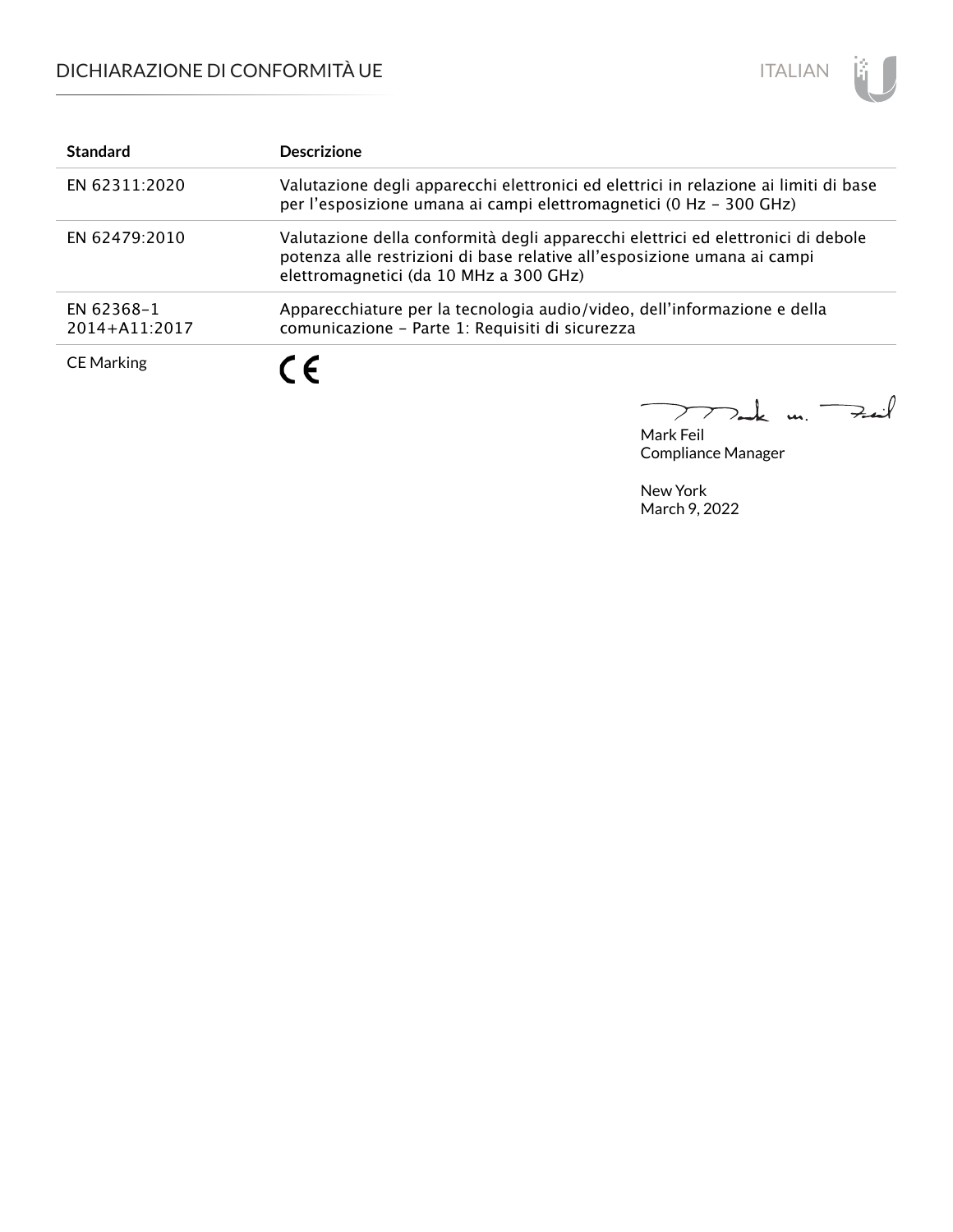# DICHIARAZIONE DI CONFORMITÀ UE

| Standard | Descrizione |
| --- | --- |
| EN 62311:2020 | Valutazione degli apparecchi elettronici ed elettrici in relazione ai limiti di base per l'esposizione umana ai campi elettromagnetici (0 Hz – 300 GHz) |
| EN 62479:2010 | Valutazione della conformità degli apparecchi elettrici ed elettronici di debole potenza alle restrizioni di base relative all'esposizione umana ai campi elettromagnetici (da 10 MHz a 300 GHz) |
| EN 62368-1 2014+A11:2017 | Apparecchiature per la tecnologia audio/video, dell'informazione e della comunicazione – Parte 1: Requisiti di sicurezza |
| CE Marking | CE |

Mark Feil
Compliance Manager

New York
March 9, 2022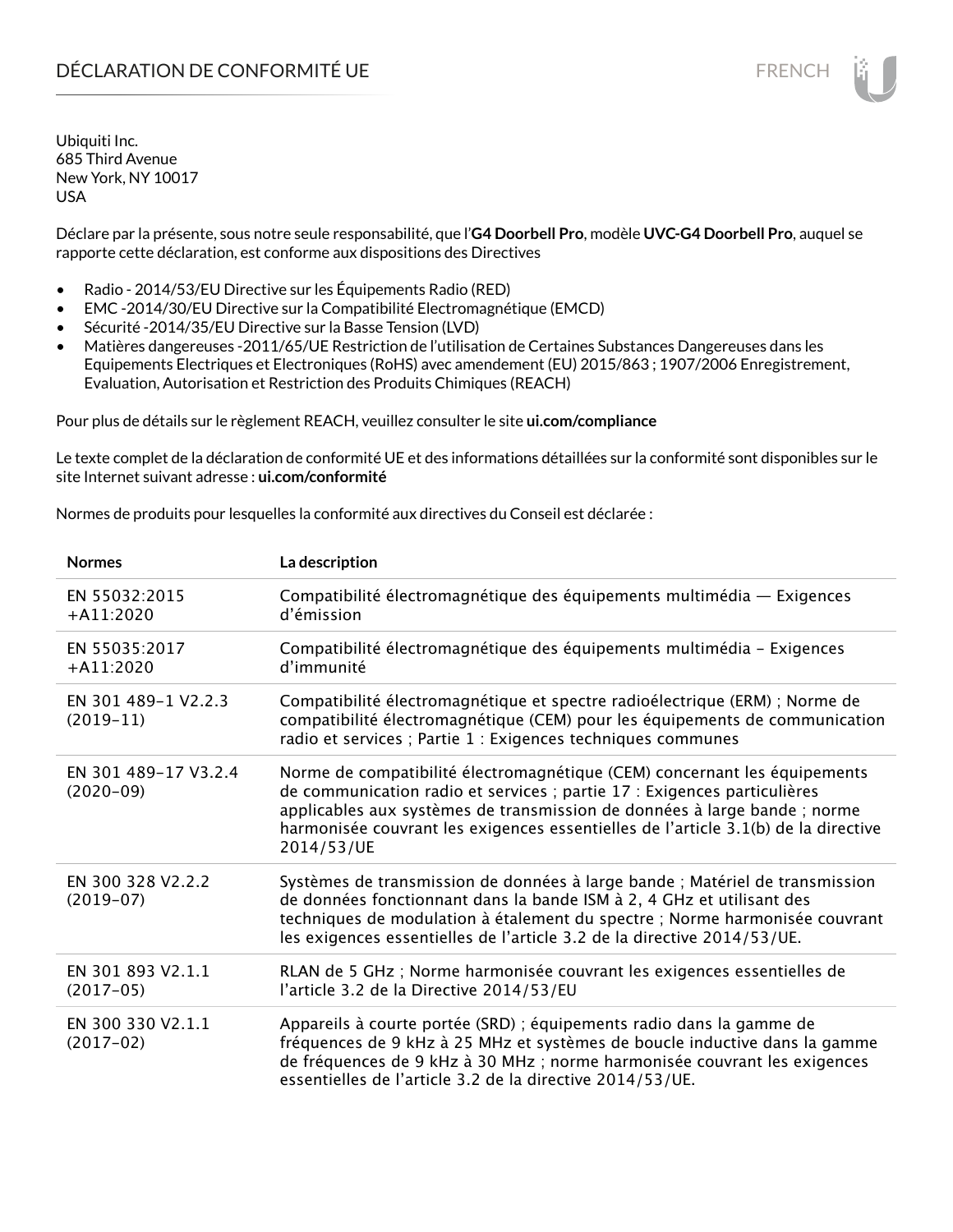# DÉCLARATION DE CONFORMITÉ UE

FRENCH

Ubiquiti Inc.
685 Third Avenue
New York, NY 10017
USA

Déclare par la présente, sous notre seule responsabilité, que l'**G4 Doorbell Pro**, modèle **UVC-G4 Doorbell Pro**, auquel se rapporte cette déclaration, est conforme aux dispositions des Directives

- Radio - 2014/53/EU Directive sur les Équipements Radio (RED)
- EMC -2014/30/EU Directive sur la Compatibilité Electromagnétique (EMCD)
- Sécurité -2014/35/EU Directive sur la Basse Tension (LVD)
- Matières dangereuses -2011/65/UE Restriction de l'utilisation de Certaines Substances Dangereuses dans les Equipements Electriques et Electroniques (RoHS) avec amendement (EU) 2015/863 ; 1907/2006 Enregistrement, Evaluation, Autorisation et Restriction des Produits Chimiques (REACH)

Pour plus de détails sur le règlement REACH, veuillez consulter le site **ui.com/compliance**

Le texte complet de la déclaration de conformité UE et des informations détaillées sur la conformité sont disponibles sur le site Internet suivant adresse : **ui.com/conformité**

Normes de produits pour lesquelles la conformité aux directives du Conseil est déclarée :

| Normes | La description |
| --- | --- |
| EN 55032:2015 +A11:2020 | Compatibilité électromagnétique des équipements multimédia — Exigences d'émission |
| EN 55035:2017 +A11:2020 | Compatibilité électromagnétique des équipements multimédia – Exigences d'immunité |
| EN 301 489-1 V2.2.3 (2019-11) | Compatibilité électromagnétique et spectre radioélectrique (ERM) ; Norme de compatibilité électromagnétique (CEM) pour les équipements de communication radio et services ; Partie 1 : Exigences techniques communes |
| EN 301 489-17 V3.2.4 (2020-09) | Norme de compatibilité électromagnétique (CEM) concernant les équipements de communication radio et services ; partie 17 : Exigences particulières applicables aux systèmes de transmission de données à large bande ; norme harmonisée couvrant les exigences essentielles de l'article 3.1(b) de la directive 2014/53/UE |
| EN 300 328 V2.2.2 (2019-07) | Systèmes de transmission de données à large bande ; Matériel de transmission de données fonctionnant dans la bande ISM à 2, 4 GHz et utilisant des techniques de modulation à étalement du spectre ; Norme harmonisée couvrant les exigences essentielles de l'article 3.2 de la directive 2014/53/UE. |
| EN 301 893 V2.1.1 (2017-05) | RLAN de 5 GHz ; Norme harmonisée couvrant les exigences essentielles de l'article 3.2 de la Directive 2014/53/EU |
| EN 300 330 V2.1.1 (2017-02) | Appareils à courte portée (SRD) ; équipements radio dans la gamme de fréquences de 9 kHz à 25 MHz et systèmes de boucle inductive dans la gamme de fréquences de 9 kHz à 30 MHz ; norme harmonisée couvrant les exigences essentielles de l'article 3.2 de la directive 2014/53/UE. |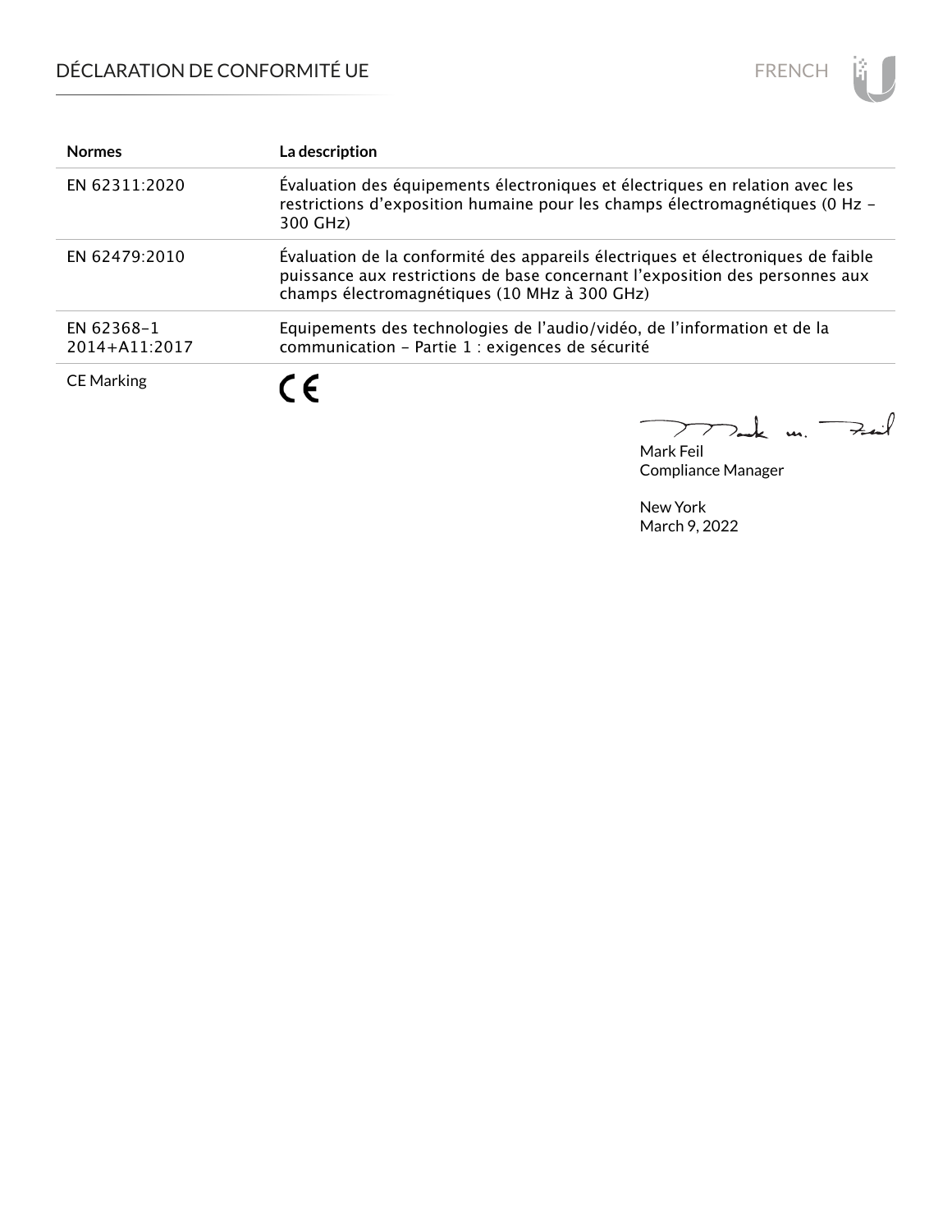## DÉCLARATION DE CONFORMITÉ UE

| Normes | La description |
| --- | --- |
| EN 62311:2020 | Évaluation des équipements électroniques et électriques en relation avec les restrictions d'exposition humaine pour les champs électromagnétiques (0 Hz – 300 GHz) |
| EN 62479:2010 | Évaluation de la conformité des appareils électriques et électroniques de faible puissance aux restrictions de base concernant l'exposition des personnes aux champs électromagnétiques (10 MHz à 300 GHz) |
| EN 62368-1 2014+A11:2017 | Equipements des technologies de l'audio/vidéo, de l'information et de la communication - Partie 1 : exigences de sécurité |
| CE Marking | CE |

Mark Feil
Compliance Manager

New York
March 9, 2022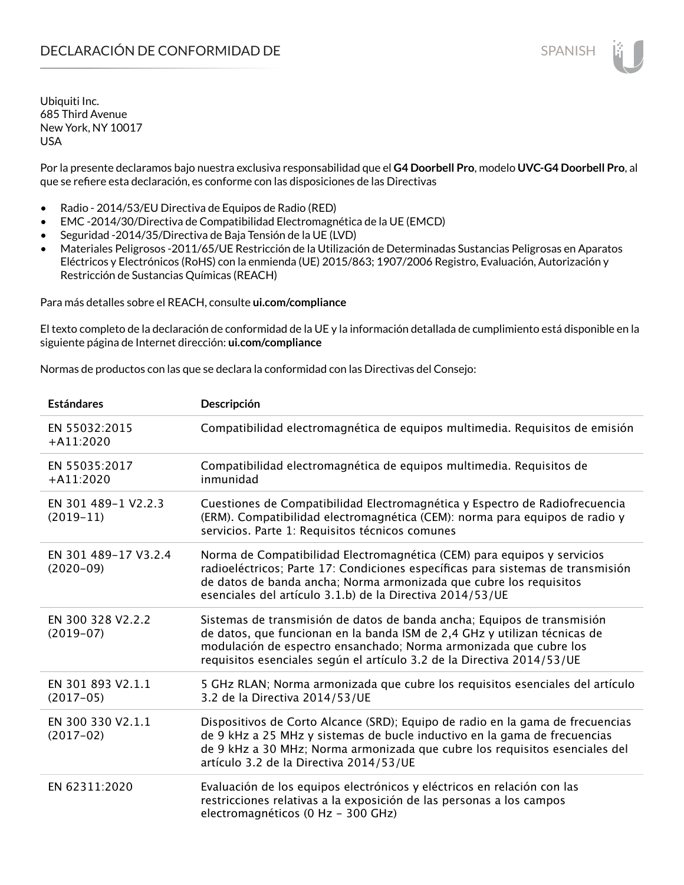# DECLARACIÓN DE CONFORMIDAD DE

Ubiquiti Inc.
685 Third Avenue
New York, NY 10017
USA

Por la presente declaramos bajo nuestra exclusiva responsabilidad que el **G4 Doorbell Pro**, modelo **UVC-G4 Doorbell Pro**, al que se refiere esta declaración, es conforme con las disposiciones de las Directivas

- Radio - 2014/53/EU Directiva de Equipos de Radio (RED)
- EMC -2014/30/Directiva de Compatibilidad Electromagnética de la UE (EMCD)
- Seguridad -2014/35/Directiva de Baja Tensión de la UE (LVD)
- Materiales Peligrosos -2011/65/UE Restricción de la Utilización de Determinadas Sustancias Peligrosas en Aparatos Eléctricos y Electrónicos (RoHS) con la enmienda (UE) 2015/863; 1907/2006 Registro, Evaluación, Autorización y Restricción de Sustancias Químicas (REACH)

Para más detalles sobre el REACH, consulte **ui.com/compliance**

El texto completo de la declaración de conformidad de la UE y la información detallada de cumplimiento está disponible en la siguiente página de Internet dirección: **ui.com/compliance**

Normas de productos con las que se declara la conformidad con las Directivas del Consejo:

| Estándares | Descripción |
|---|---|
| EN 55032:2015 +A11:2020 | Compatibilidad electromagnética de equipos multimedia. Requisitos de emisión |
| EN 55035:2017 +A11:2020 | Compatibilidad electromagnética de equipos multimedia. Requisitos de inmunidad |
| EN 301 489-1 V2.2.3 (2019-11) | Cuestiones de Compatibilidad Electromagnética y Espectro de Radiofrecuencia (ERM). Compatibilidad electromagnética (CEM): norma para equipos de radio y servicios. Parte 1: Requisitos técnicos comunes |
| EN 301 489-17 V3.2.4 (2020-09) | Norma de Compatibilidad Electromagnética (CEM) para equipos y servicios radioeléctricos; Parte 17: Condiciones específicas para sistemas de transmisión de datos de banda ancha; Norma armonizada que cubre los requisitos esenciales del artículo 3.1.b) de la Directiva 2014/53/UE |
| EN 300 328 V2.2.2 (2019-07) | Sistemas de transmisión de datos de banda ancha; Equipos de transmisión de datos, que funcionan en la banda ISM de 2,4 GHz y utilizan técnicas de modulación de espectro ensanchado; Norma armonizada que cubre los requisitos esenciales según el artículo 3.2 de la Directiva 2014/53/UE |
| EN 301 893 V2.1.1 (2017-05) | 5 GHz RLAN; Norma armonizada que cubre los requisitos esenciales del artículo 3.2 de la Directiva 2014/53/UE |
| EN 300 330 V2.1.1 (2017-02) | Dispositivos de Corto Alcance (SRD); Equipo de radio en la gama de frecuencias de 9 kHz a 25 MHz y sistemas de bucle inductivo en la gama de frecuencias de 9 kHz a 30 MHz; Norma armonizada que cubre los requisitos esenciales del artículo 3.2 de la Directiva 2014/53/UE |
| EN 62311:2020 | Evaluación de los equipos electrónicos y eléctricos en relación con las restricciones relativas a la exposición de las personas a los campos electromagnéticos (0 Hz - 300 GHz) |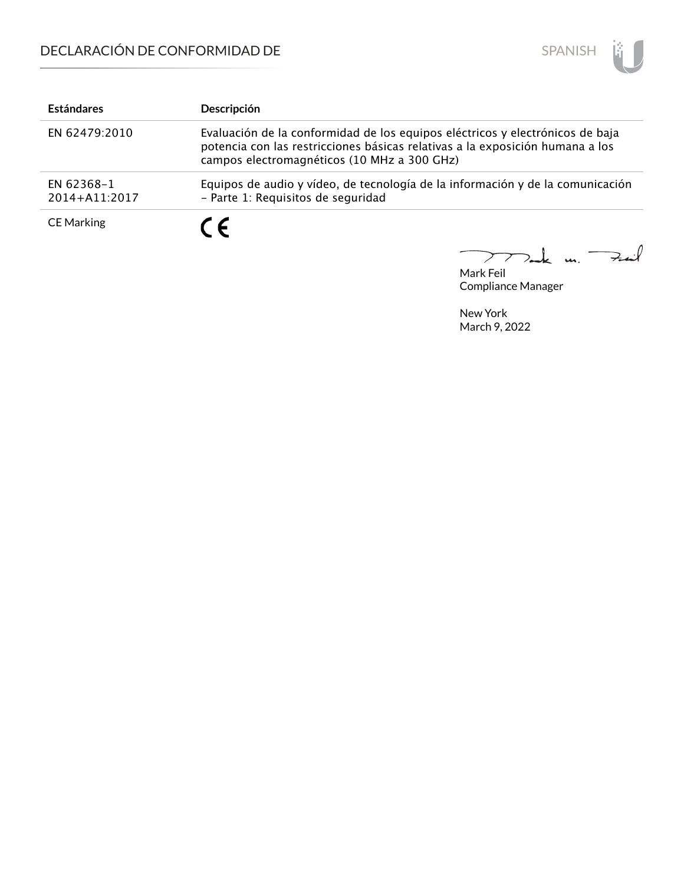| Estándares | Descripción |
|---|---|
| EN 62479:2010 | Evaluación de la conformidad de los equipos eléctricos y electrónicos de baja potencia con las restricciones básicas relativas a la exposición humana a los campos electromagnéticos (10 MHz a 300 GHz) |
| EN 62368-1 2014+A11:2017 | Equipos de audio y vídeo, de tecnología de la información y de la comunicación – Parte 1: Requisitos de seguridad |
| CE Marking | CE |

Mark Feil
Compliance Manager

New York
March 9, 2022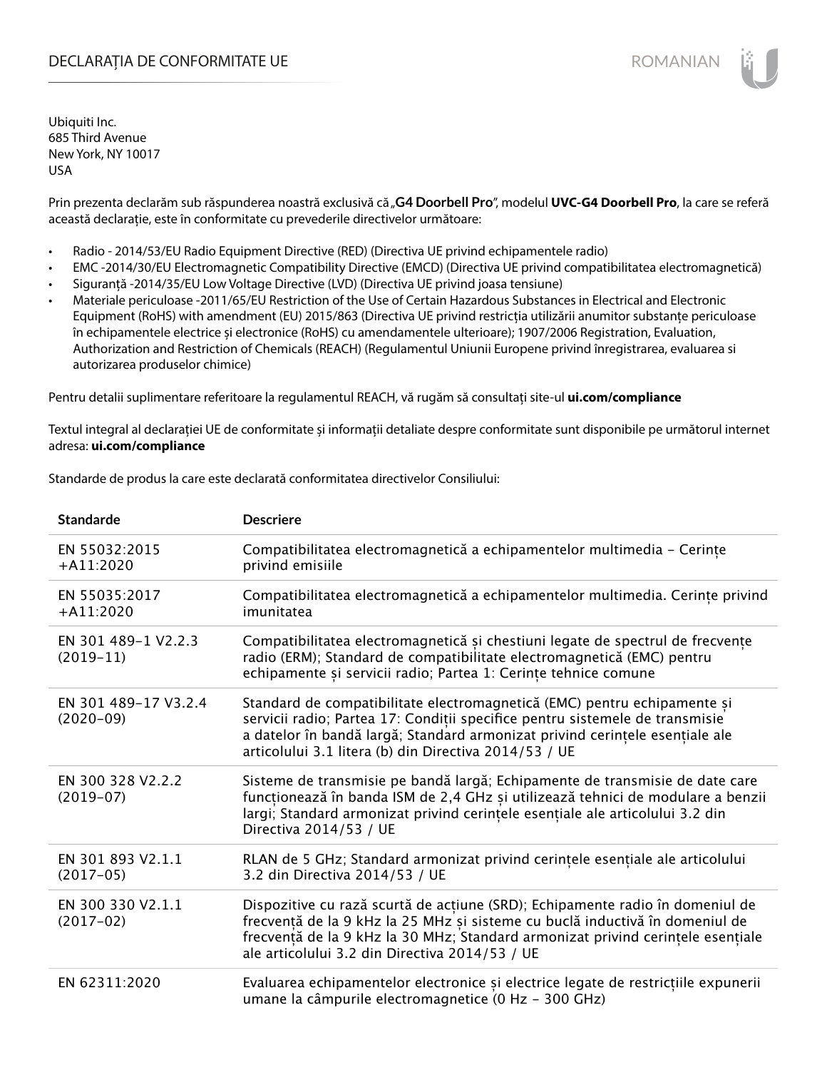# DECLARAȚIA DE CONFORMITATE UE

Ubiquiti Inc.
685 Third Avenue
New York, NY 10017
USA

Prin prezenta declarăm sub răspunderea noastră exclusivă că „**G4 Doorbell Pro**", modelul **UVC-G4 Doorbell Pro**, la care se referă această declarație, este în conformitate cu prevederile directivelor următoare:

- Radio - 2014/53/EU Radio Equipment Directive (RED) (Directiva UE privind echipamentele radio)
- EMC -2014/30/EU Electromagnetic Compatibility Directive (EMCD) (Directiva UE privind compatibilitatea electromagnetică)
- Siguranță -2014/35/EU Low Voltage Directive (LVD) (Directiva UE privind joasa tensiune)
- Materiale periculoase -2011/65/EU Restriction of the Use of Certain Hazardous Substances in Electrical and Electronic Equipment (RoHS) with amendment (EU) 2015/863 (Directiva UE privind restricția utilizării anumitor substanțe periculoase în echipamentele electrice și electronice (RoHS) cu amendamentele ulterioare); 1907/2006 Registration, Evaluation, Authorization and Restriction of Chemicals (REACH) (Regulamentul Uniunii Europene privind înregistrarea, evaluarea si autorizarea produselor chimice)

Pentru detalii suplimentare referitoare la regulamentul REACH, vă rugăm să consultați site-ul **ui.com/compliance**

Textul integral al declarației UE de conformitate și informații detaliate despre conformitate sunt disponibile pe următorul internet adresa: **ui.com/compliance**

Standarde de produs la care este declarată conformitatea directivelor Consiliului:

| Standarde | Descriere |
|---|---|
| EN 55032:2015 +A11:2020 | Compatibilitatea electromagnetică a echipamentelor multimedia – Cerințe privind emisiile |
| EN 55035:2017 +A11:2020 | Compatibilitatea electromagnetică a echipamentelor multimedia. Cerințe privind imunitatea |
| EN 301 489-1 V2.2.3 (2019-11) | Compatibilitatea electromagnetică și chestiuni legate de spectrul de frecvențe radio (ERM); Standard de compatibilitate electromagnetică (EMC) pentru echipamente și servicii radio; Partea 1: Cerințe tehnice comune |
| EN 301 489-17 V3.2.4 (2020-09) | Standard de compatibilitate electromagnetică (EMC) pentru echipamente și servicii radio; Partea 17: Condiții specifice pentru sistemele de transmisie a datelor în bandă largă; Standard armonizat privind cerințele esențiale ale articolului 3.1 litera (b) din Directiva 2014/53 / UE |
| EN 300 328 V2.2.2 (2019-07) | Sisteme de transmisie pe bandă largă; Echipamente de transmisie de date care funcționează în banda ISM de 2,4 GHz și utilizează tehnici de modulare a benzii largi; Standard armonizat privind cerințele esențiale ale articolului 3.2 din Directiva 2014/53 / UE |
| EN 301 893 V2.1.1 (2017-05) | RLAN de 5 GHz; Standard armonizat privind cerințele esențiale ale articolului 3.2 din Directiva 2014/53 / UE |
| EN 300 330 V2.1.1 (2017-02) | Dispozitive cu rază scurtă de acțiune (SRD); Echipamente radio în domeniul de frecvență de la 9 kHz la 25 MHz și sisteme cu buclă inductivă în domeniul de frecvență de la 9 kHz la 30 MHz; Standard armonizat privind cerințele esențiale ale articolului 3.2 din Directiva 2014/53 / UE |
| EN 62311:2020 | Evaluarea echipamentelor electronice și electrice legate de restricțiile expunerii umane la câmpurile electromagnetice (0 Hz – 300 GHz) |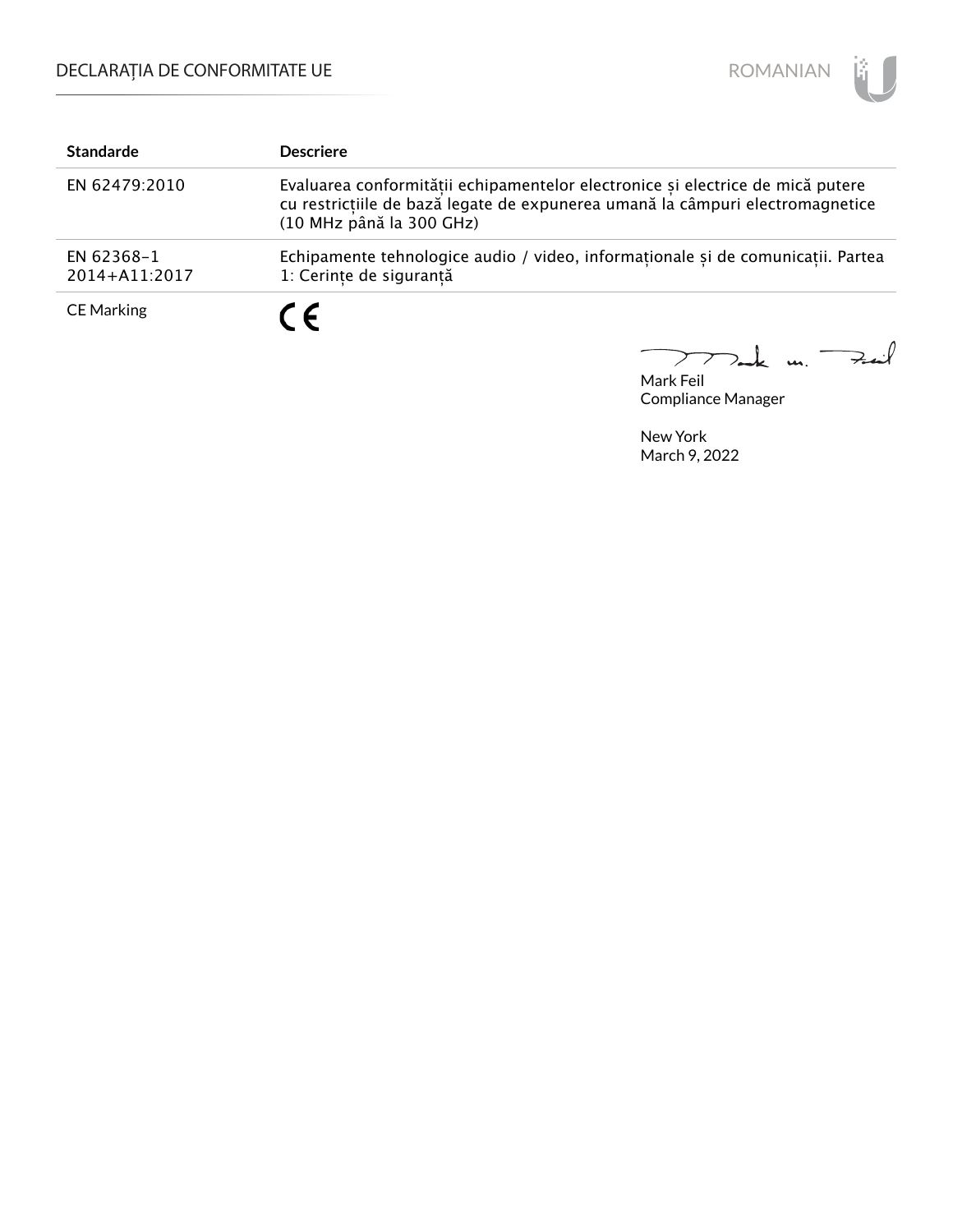| Standarde | Descriere |
| --- | --- |
| EN 62479:2010 | Evaluarea conformității echipamentelor electronice și electrice de mică putere cu restricțiile de bază legate de expunerea umană la câmpuri electromagnetice (10 MHz până la 300 GHz) |
| EN 62368-1 2014+A11:2017 | Echipamente tehnologice audio / video, informaționale și de comunicații. Partea 1: Cerințe de siguranță |
| CE Marking | CE |

Mark Feil
Compliance Manager

New York
March 9, 2022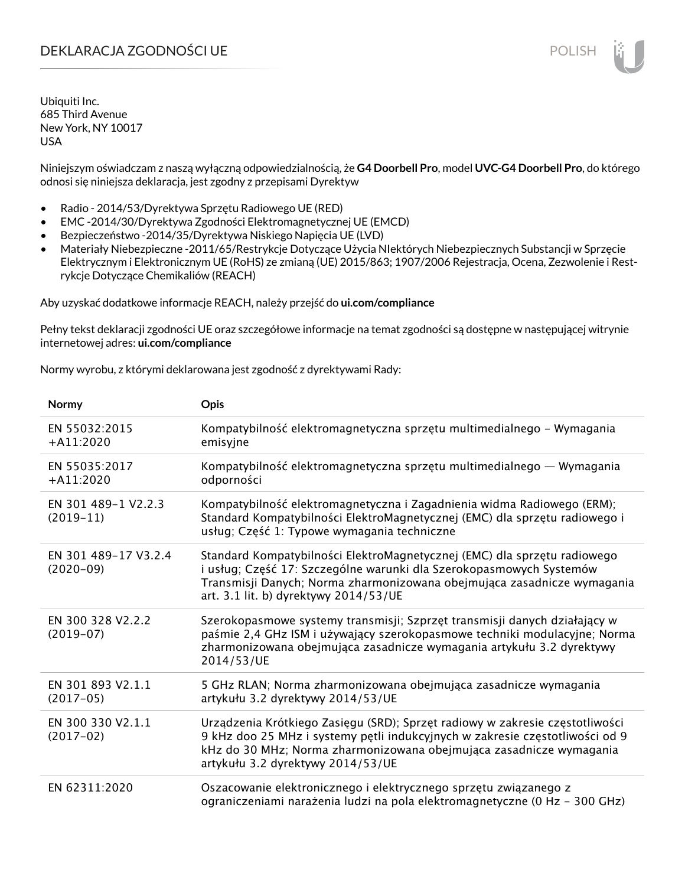# DEKLARACJA ZGODNOŚCI UE

Ubiquiti Inc.
685 Third Avenue
New York, NY 10017
USA

Niniejszym oświadczam z naszą wyłączną odpowiedzialnością, że **G4 Doorbell Pro**, model **UVC-G4 Doorbell Pro**, do którego odnosi się niniejsza deklaracja, jest zgodny z przepisami Dyrektyw

- Radio - 2014/53/Dyrektywa Sprzętu Radiowego UE (RED)
- EMC -2014/30/Dyrektywa Zgodności Elektromagnetycznej UE (EMCD)
- Bezpieczeństwo -2014/35/Dyrektywa Niskiego Napięcia UE (LVD)
- Materiały Niebezpieczne -2011/65/Restrykcje Dotyczące Użycia NIektórych Niebezpiecznych Substancji w Sprzęcie Elektrycznym i Elektronicznym UE (RoHS) ze zmianą (UE) 2015/863; 1907/2006 Rejestracja, Ocena, Zezwolenie i Restrykcje Dotyczące Chemikaliów (REACH)

Aby uzyskać dodatkowe informacje REACH, należy przejść do **ui.com/compliance**

Pełny tekst deklaracji zgodności UE oraz szczegółowe informacje na temat zgodności są dostępne w następującej witrynie internetowej adres: **ui.com/compliance**

Normy wyrobu, z którymi deklarowana jest zgodność z dyrektywami Rady:

| Normy | Opis |
|---|---|
| EN 55032:2015 +A11:2020 | Kompatybilność elektromagnetyczna sprzętu multimedialnego – Wymagania emisyjne |
| EN 55035:2017 +A11:2020 | Kompatybilność elektromagnetyczna sprzętu multimedialnego — Wymagania odporności |
| EN 301 489-1 V2.2.3 (2019-11) | Kompatybilność elektromagnetyczna i Zagadnienia widma Radiowego (ERM); Standard Kompatybilności ElektroMagnetycznej (EMC) dla sprzętu radiowego i usług; Część 1: Typowe wymagania techniczne |
| EN 301 489-17 V3.2.4 (2020-09) | Standard Kompatybilności ElektroMagnetycznej (EMC) dla sprzętu radiowego i usług; Część 17: Szczególne warunki dla Szerokopasmowych Systemów Transmisji Danych; Norma zharmonizowana obejmująca zasadnicze wymagania art. 3.1 lit. b) dyrektywy 2014/53/UE |
| EN 300 328 V2.2.2 (2019-07) | Szerokopasmowe systemy transmisji; Szprzęt transmisji danych działający w paśmie 2,4 GHz ISM i używający szerokopasmowe techniki modulacyjne; Norma zharmonizowana obejmująca zasadnicze wymagania artykułu 3.2 dyrektywy 2014/53/UE |
| EN 301 893 V2.1.1 (2017-05) | 5 GHz RLAN; Norma zharmonizowana obejmująca zasadnicze wymagania artykułu 3.2 dyrektywy 2014/53/UE |
| EN 300 330 V2.1.1 (2017-02) | Urządzenia Krótkiego Zasięgu (SRD); Sprzęt radiowy w zakresie częstotliwości 9 kHz doo 25 MHz i systemy pętli indukcyjnych w zakresie częstotliwości od 9 kHz do 30 MHz; Norma zharmonizowana obejmująca zasadnicze wymagania artykułu 3.2 dyrektywy 2014/53/UE |
| EN 62311:2020 | Oszacowanie elektronicznego i elektrycznego sprzętu związanego z ograniczeniami narażenia ludzi na pola elektromagnetyczne (0 Hz - 300 GHz) |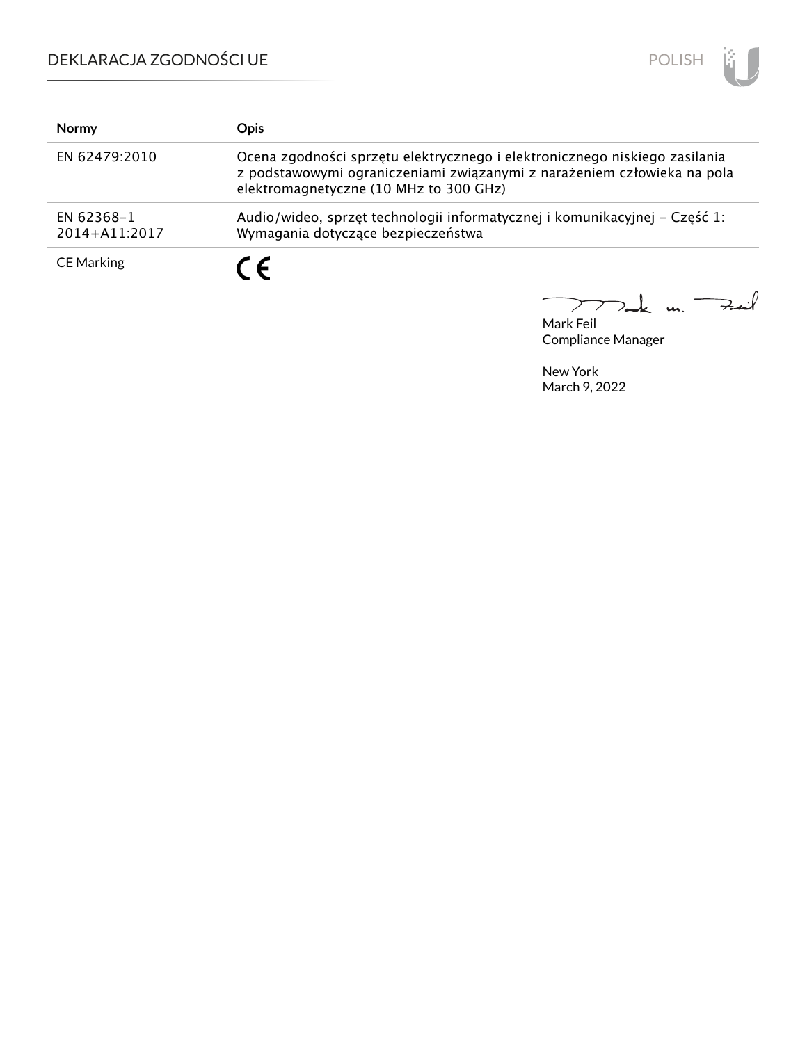| Normy | Opis |
|---|---|
| EN 62479:2010 | Ocena zgodności sprzętu elektrycznego i elektronicznego niskiego zasilania z podstawowymi ograniczeniami związanymi z narażeniem człowieka na pola elektromagnetyczne (10 MHz to 300 GHz) |
| EN 62368-1 2014+A11:2017 | Audio/wideo, sprzęt technologii informatycznej i komunikacyjnej – Część 1: Wymagania dotyczące bezpieczeństwa |
| CE Marking | CE |

Mark Feil
Compliance Manager

New York
March 9, 2022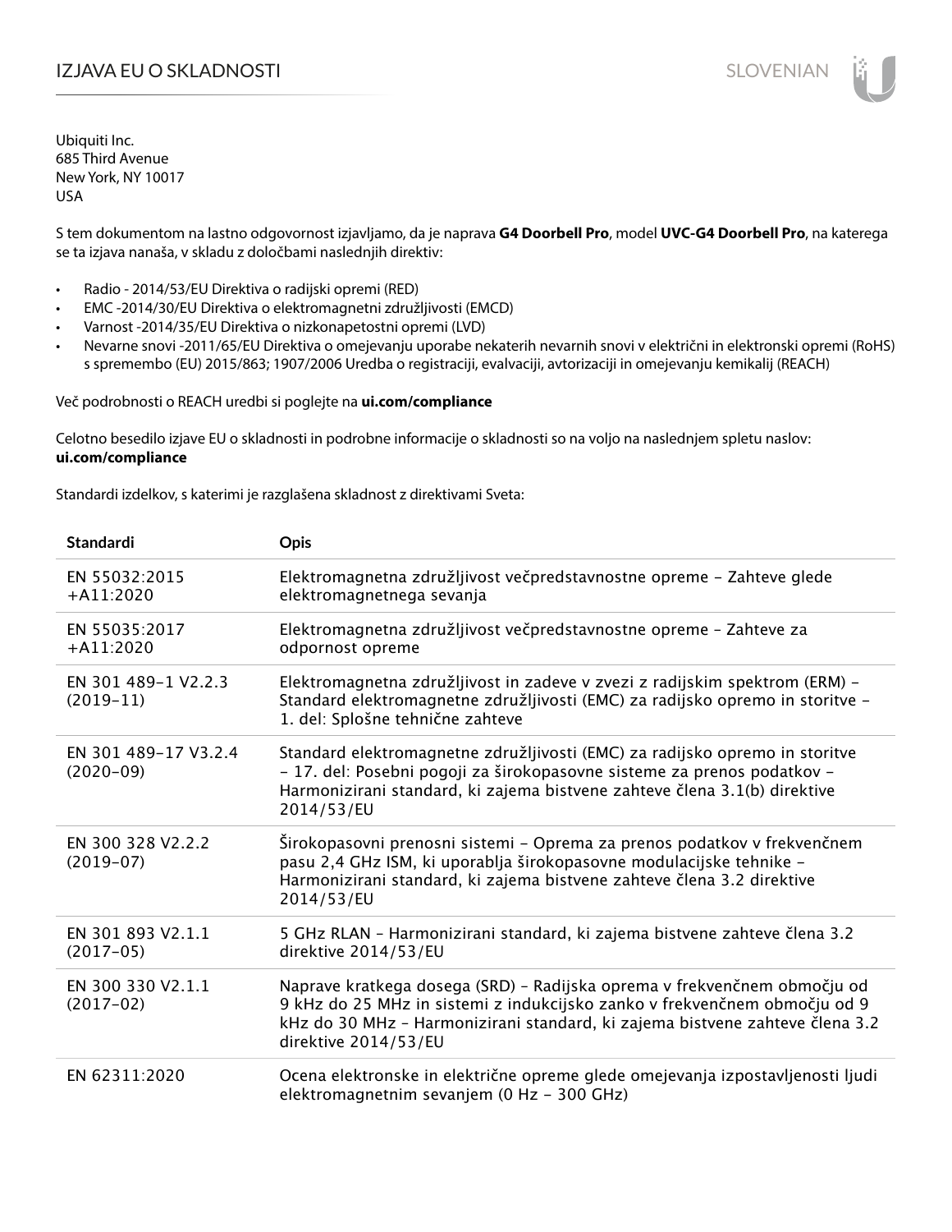# IZJAVA EU O SKLADNOSTI

Ubiquiti Inc.
685 Third Avenue
New York, NY 10017
USA

S tem dokumentom na lastno odgovornost izjavljamo, da je naprava **G4 Doorbell Pro**, model **UVC-G4 Doorbell Pro**, na katerega se ta izjava nanaša, v skladu z določbami naslednjih direktiv:

- Radio - 2014/53/EU Direktiva o radijski opremi (RED)
- EMC -2014/30/EU Direktiva o elektromagnetni združljivosti (EMCD)
- Varnost -2014/35/EU Direktiva o nizkonapetostni opremi (LVD)
- Nevarne snovi -2011/65/EU Direktiva o omejevanju uporabe nekaterih nevarnih snovi v električni in elektronski opremi (RoHS) s spremembo (EU) 2015/863; 1907/2006 Uredba o registraciji, evalvaciji, avtorizaciji in omejevanju kemikalij (REACH)

Več podrobnosti o REACH uredbi si poglejte na **ui.com/compliance**

Celotno besedilo izjave EU o skladnosti in podrobne informacije o skladnosti so na voljo na naslednjem spletu naslov: **ui.com/compliance**

Standardi izdelkov, s katerimi je razglašena skladnost z direktivami Sveta:

| Standardi | Opis |
|---|---|
| EN 55032:2015 +A11:2020 | Elektromagnetna združljivost večpredstavnostne opreme – Zahteve glede elektromagnetnega sevanja |
| EN 55035:2017 +A11:2020 | Elektromagnetna združljivost večpredstavnostne opreme – Zahteve za odpornost opreme |
| EN 301 489-1 V2.2.3 (2019-11) | Elektromagnetna združljivost in zadeve v zvezi z radijskim spektrom (ERM) – Standard elektromagnetne združljivosti (EMC) za radijsko opremo in storitve – 1. del: Splošne tehnične zahteve |
| EN 301 489-17 V3.2.4 (2020-09) | Standard elektromagnetne združljivosti (EMC) za radijsko opremo in storitve – 17. del: Posebni pogoji za širokopasovne sisteme za prenos podatkov – Harmonizirani standard, ki zajema bistvene zahteve člena 3.1(b) direktive 2014/53/EU |
| EN 300 328 V2.2.2 (2019-07) | Širokopasovni prenosni sistemi – Oprema za prenos podatkov v frekvenčnem pasu 2,4 GHz ISM, ki uporablja širokopasovne modulacijske tehnike – Harmonizirani standard, ki zajema bistvene zahteve člena 3.2 direktive 2014/53/EU |
| EN 301 893 V2.1.1 (2017-05) | 5 GHz RLAN – Harmonizirani standard, ki zajema bistvene zahteve člena 3.2 direktive 2014/53/EU |
| EN 300 330 V2.1.1 (2017-02) | Naprave kratkega dosega (SRD) – Radijska oprema v frekvenčnem območju od 9 kHz do 25 MHz in sistemi z indukcijsko zanko v frekvenčnem območju od 9 kHz do 30 MHz – Harmonizirani standard, ki zajema bistvene zahteve člena 3.2 direktive 2014/53/EU |
| EN 62311:2020 | Ocena elektronske in električne opreme glede omejevanja izpostavljenosti ljudi elektromagnetnim sevanjem (0 Hz – 300 GHz) |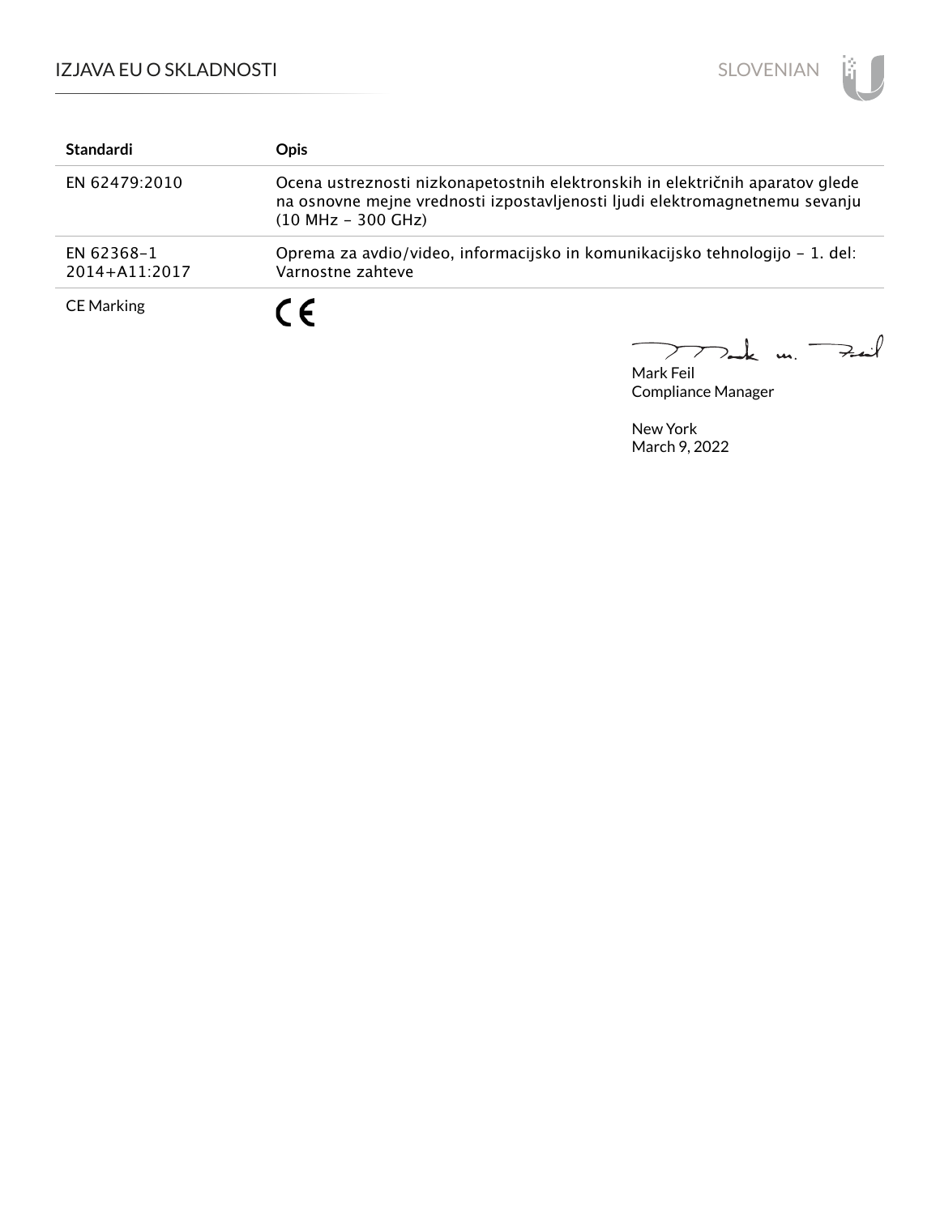| Standardi | Opis |
| --- | --- |
| EN 62479:2010 | Ocena ustreznosti nizkonapetostnih elektronskih in električnih aparatov glede na osnovne mejne vrednosti izpostavljenosti ljudi elektromagnetnemu sevanju (10 MHz – 300 GHz) |
| EN 62368-1 2014+A11:2017 | Oprema za avdio/video, informacijsko in komunikacijsko tehnologijo – 1. del: Varnostne zahteve |
| CE Marking | CE |

Mark Feil
Compliance Manager

New York
March 9, 2022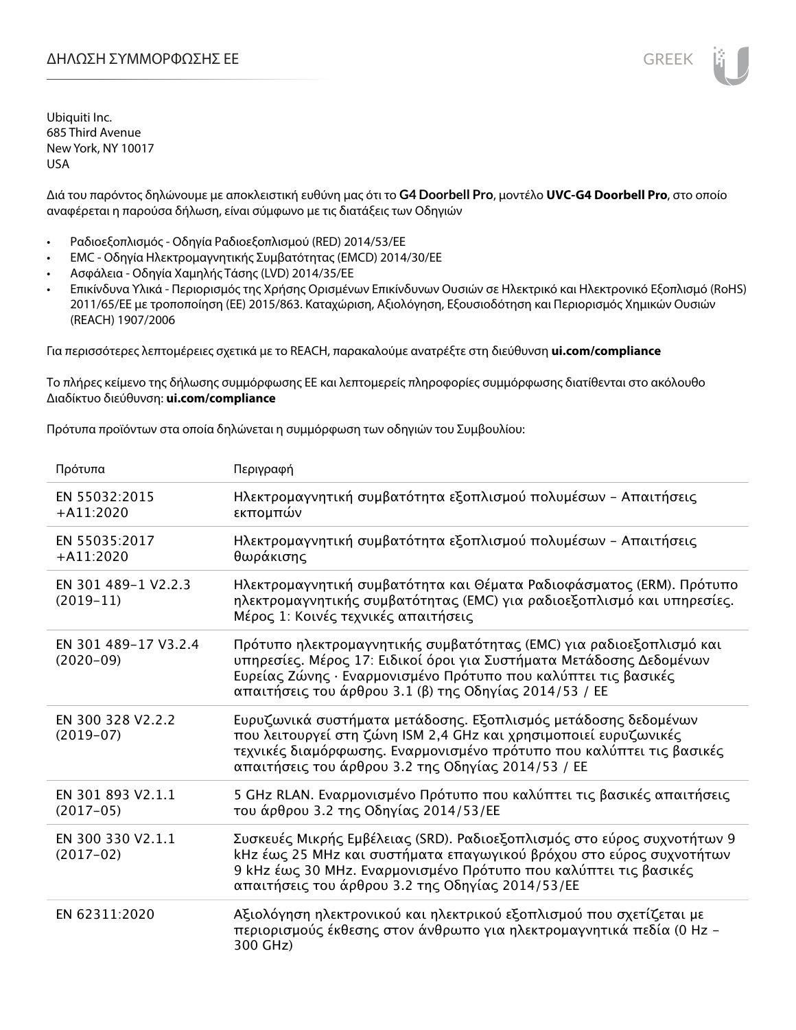# ΔΗΛΩΣΗ ΣΥΜΜΟΡΦΩΣΗΣ ΕΕ

Ubiquiti Inc.
685 Third Avenue
New York, NY 10017
USA

Διά του παρόντος δηλώνουμε με αποκλειστική ευθύνη μας ότι το **G4 Doorbell Pro**, μοντέλο **UVC-G4 Doorbell Pro**, στο οποίο αναφέρεται η παρούσα δήλωση, είναι σύμφωνο με τις διατάξεις των Οδηγιών

- Ραδιοεξοπλισμός - Οδηγία Ραδιοεξοπλισμού (RED) 2014/53/ΕΕ
- EMC - Οδηγία Ηλεκτρομαγνητικής Συμβατότητας (EMCD) 2014/30/ΕΕ
- Ασφάλεια - Οδηγία Χαμηλής Τάσης (LVD) 2014/35/ΕΕ
- Επικίνδυνα Υλικά - Περιορισμός της Χρήσης Ορισμένων Επικίνδυνων Ουσιών σε Ηλεκτρικό και Ηλεκτρονικό Εξοπλισμό (RoHS) 2011/65/ΕΕ με τροποποίηση (ΕΕ) 2015/863. Καταχώριση, Αξιολόγηση, Εξουσιοδότηση και Περιορισμός Χημικών Ουσιών (REACH) 1907/2006

Για περισσότερες λεπτομέρειες σχετικά με το REACH, παρακαλούμε ανατρέξτε στη διεύθυνση **ui.com/compliance**

Το πλήρες κείμενο της δήλωσης συμμόρφωσης ΕΕ και λεπτομερείς πληροφορίες συμμόρφωσης διατίθενται στο ακόλουθο Διαδίκτυο διεύθυνση: **ui.com/compliance**

Πρότυπα προϊόντων στα οποία δηλώνεται η συμμόρφωση των οδηγιών του Συμβουλίου:

| Πρότυπα | Περιγραφή |
|---|---|
| EN 55032:2015 +A11:2020 | Ηλεκτρομαγνητική συμβατότητα εξοπλισμού πολυμέσων – Απαιτήσεις εκπομπών |
| EN 55035:2017 +A11:2020 | Ηλεκτρομαγνητική συμβατότητα εξοπλισμού πολυμέσων – Απαιτήσεις θωράκισης |
| EN 301 489-1 V2.2.3 (2019-11) | Ηλεκτρομαγνητική συμβατότητα και Θέματα Ραδιοφάσματος (ERM). Πρότυπο ηλεκτρομαγνητικής συμβατότητας (EMC) για ραδιοεξοπλισμό και υπηρεσίες. Μέρος 1: Κοινές τεχνικές απαιτήσεις |
| EN 301 489-17 V3.2.4 (2020-09) | Πρότυπο ηλεκτρομαγνητικής συμβατότητας (EMC) για ραδιοεξοπλισμό και υπηρεσίες. Μέρος 17: Ειδικοί όροι για Συστήματα Μετάδοσης Δεδομένων Ευρείας Ζώνης · Εναρμονισμένο Πρότυπο που καλύπτει τις βασικές απαιτήσεις του άρθρου 3.1 (β) της Οδηγίας 2014/53 / ΕΕ |
| EN 300 328 V2.2.2 (2019-07) | Ευρυζωνικά συστήματα μετάδοσης. Εξοπλισμός μετάδοσης δεδομένων που λειτουργεί στη ζώνη ISM 2,4 GHz και χρησιμοποιεί ευρυζωνικές τεχνικές διαμόρφωσης. Εναρμονισμένο πρότυπο που καλύπτει τις βασικές απαιτήσεις του άρθρου 3.2 της Οδηγίας 2014/53 / ΕΕ |
| EN 301 893 V2.1.1 (2017-05) | 5 GHz RLAN. Εναρμονισμένο Πρότυπο που καλύπτει τις βασικές απαιτήσεις του άρθρου 3.2 της Οδηγίας 2014/53/ΕΕ |
| EN 300 330 V2.1.1 (2017-02) | Συσκευές Μικρής Εμβέλειας (SRD). Ραδιοεξοπλισμός στο εύρος συχνοτήτων 9 kHz έως 25 MHz και συστήματα επαγωγικού βρόχου στο εύρος συχνοτήτων 9 kHz έως 30 MHz. Εναρμονισμένο Πρότυπο που καλύπτει τις βασικές απαιτήσεις του άρθρου 3.2 της Οδηγίας 2014/53/ΕΕ |
| EN 62311:2020 | Αξιολόγηση ηλεκτρονικού και ηλεκτρικού εξοπλισμού που σχετίζεται με περιορισμούς έκθεσης στον άνθρωπο για ηλεκτρομαγνητικά πεδία (0 Hz – 300 GHz) |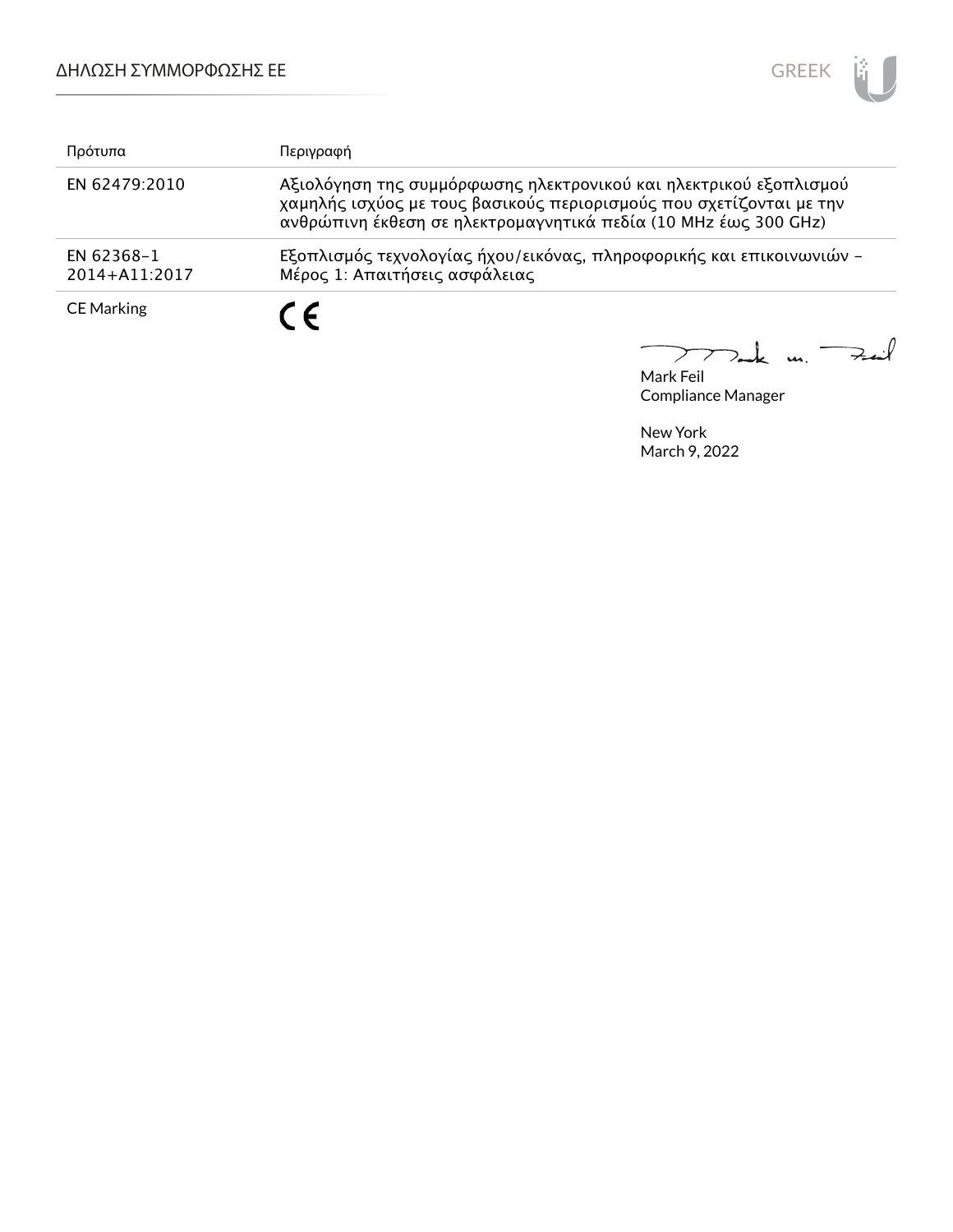| Πρότυπα | Περιγραφή |
| --- | --- |
| EN 62479:2010 | Αξιολόγηση της συμμόρφωσης ηλεκτρονικού και ηλεκτρικού εξοπλισμού χαμηλής ισχύος με τους βασικούς περιορισμούς που σχετίζονται με την ανθρώπινη έκθεση σε ηλεκτρομαγνητικά πεδία (10 MHz έως 300 GHz) |
| EN 62368-1 2014+A11:2017 | Εξοπλισμός τεχνολογίας ήχου/εικόνας, πληροφορικής και επικοινωνιών – Μέρος 1: Απαιτήσεις ασφάλειας |
| CE Marking | CE |

Mark Feil
Compliance Manager

New York
March 9, 2022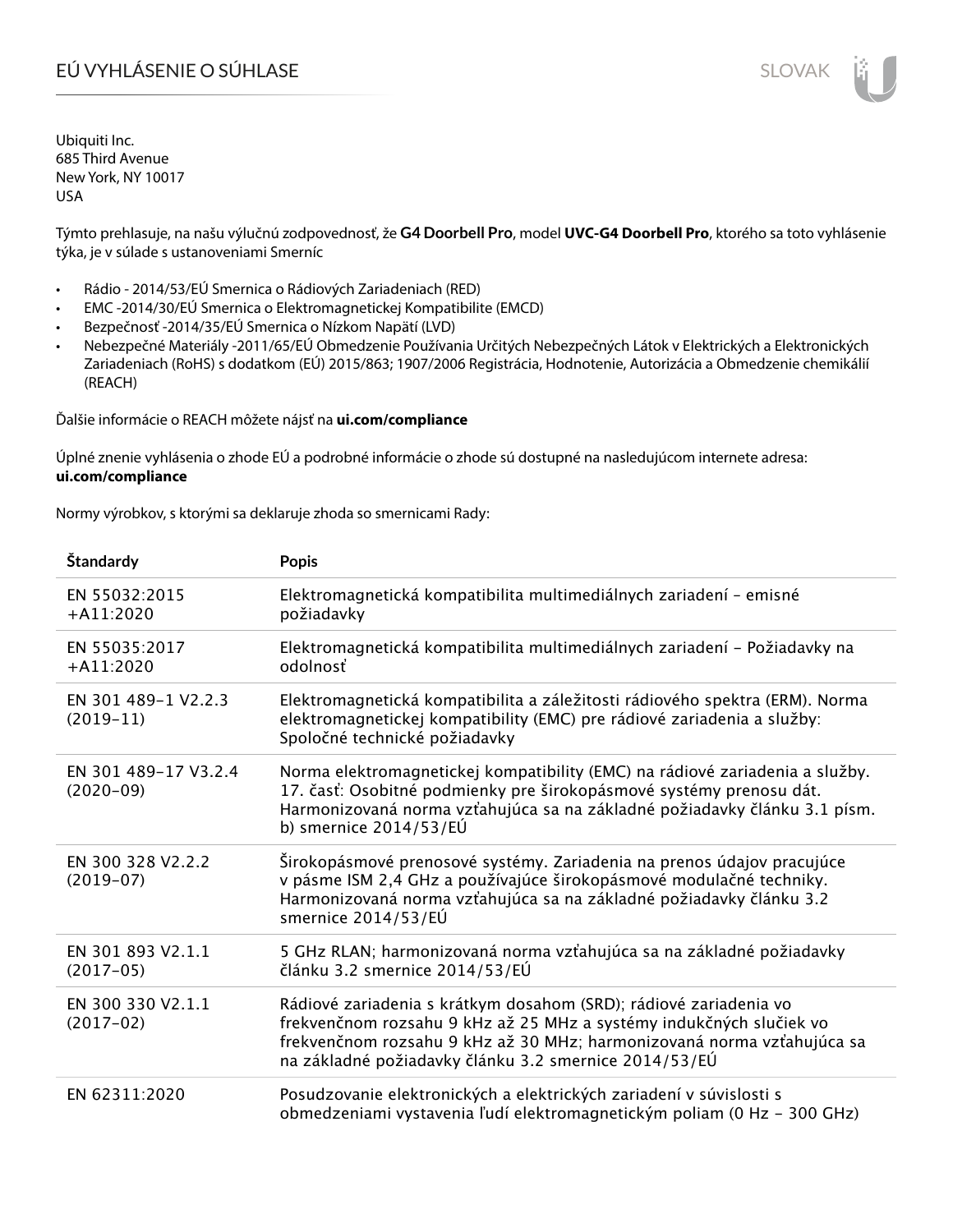# EÚ VYHLÁSENIE O SÚHLASE

SLOVAK

Ubiquiti Inc.
685 Third Avenue
New York, NY 10017
USA

Týmto prehlasuje, na našu výlučnú zodpovednosť, že **G4 Doorbell Pro**, model **UVC-G4 Doorbell Pro**, ktorého sa toto vyhlásenie týka, je v súlade s ustanoveniami Smerníc

- Rádio - 2014/53/EÚ Smernica o Rádiových Zariadeniach (RED)
- EMC -2014/30/EÚ Smernica o Elektromagnetickej Kompatibilite (EMCD)
- Bezpečnosť -2014/35/EÚ Smernica o Nízkom Napätí (LVD)
- Nebezpečné Materiály -2011/65/EÚ Obmedzenie Používania Určitých Nebezpečných Látok v Elektrických a Elektronických Zariadeniach (RoHS) s dodatkom (EÚ) 2015/863; 1907/2006 Registrácia, Hodnotenie, Autorizácia a Obmedzenie chemikálií (REACH)

Ďalšie informácie o REACH môžete nájsť na **ui.com/compliance**

Úplné znenie vyhlásenia o zhode EÚ a podrobné informácie o zhode sú dostupné na nasledujúcom internete adresa: **ui.com/compliance**

Normy výrobkov, s ktorými sa deklaruje zhoda so smernicami Rady:

| Štandardy | Popis |
|---|---|
| EN 55032:2015 +A11:2020 | Elektromagnetická kompatibilita multimediálnych zariadení - emisné požiadavky |
| EN 55035:2017 +A11:2020 | Elektromagnetická kompatibilita multimediálnych zariadení - Požiadavky na odolnosť |
| EN 301 489-1 V2.2.3 (2019-11) | Elektromagnetická kompatibilita a záležitosti rádiového spektra (ERM). Norma elektromagnetickej kompatibility (EMC) pre rádiové zariadenia a služby: Spoločné technické požiadavky |
| EN 301 489-17 V3.2.4 (2020-09) | Norma elektromagnetickej kompatibility (EMC) na rádiové zariadenia a služby. 17. časť: Osobitné podmienky pre širokopásmové systémy prenosu dát. Harmonizovaná norma vzťahujúca sa na základné požiadavky článku 3.1 písm. b) smernice 2014/53/EÚ |
| EN 300 328 V2.2.2 (2019-07) | Širokopásmové prenosové systémy. Zariadenia na prenos údajov pracujúce v pásme ISM 2,4 GHz a používajúce širokopásmové modulačné techniky. Harmonizovaná norma vzťahujúca sa na základné požiadavky článku 3.2 smernice 2014/53/EÚ |
| EN 301 893 V2.1.1 (2017-05) | 5 GHz RLAN; harmonizovaná norma vzťahujúca sa na základné požiadavky článku 3.2 smernice 2014/53/EÚ |
| EN 300 330 V2.1.1 (2017-02) | Rádiové zariadenia s krátkym dosahom (SRD); rádiové zariadenia vo frekvenčnom rozsahu 9 kHz až 25 MHz a systémy indukčných slučiek vo frekvenčnom rozsahu 9 kHz až 30 MHz; harmonizovaná norma vzťahujúca sa na základné požiadavky článku 3.2 smernice 2014/53/EÚ |
| EN 62311:2020 | Posudzovanie elektronických a elektrických zariadení v súvislosti s obmedzeniami vystavenia ľudí elektromagnetickým poliam (0 Hz - 300 GHz) |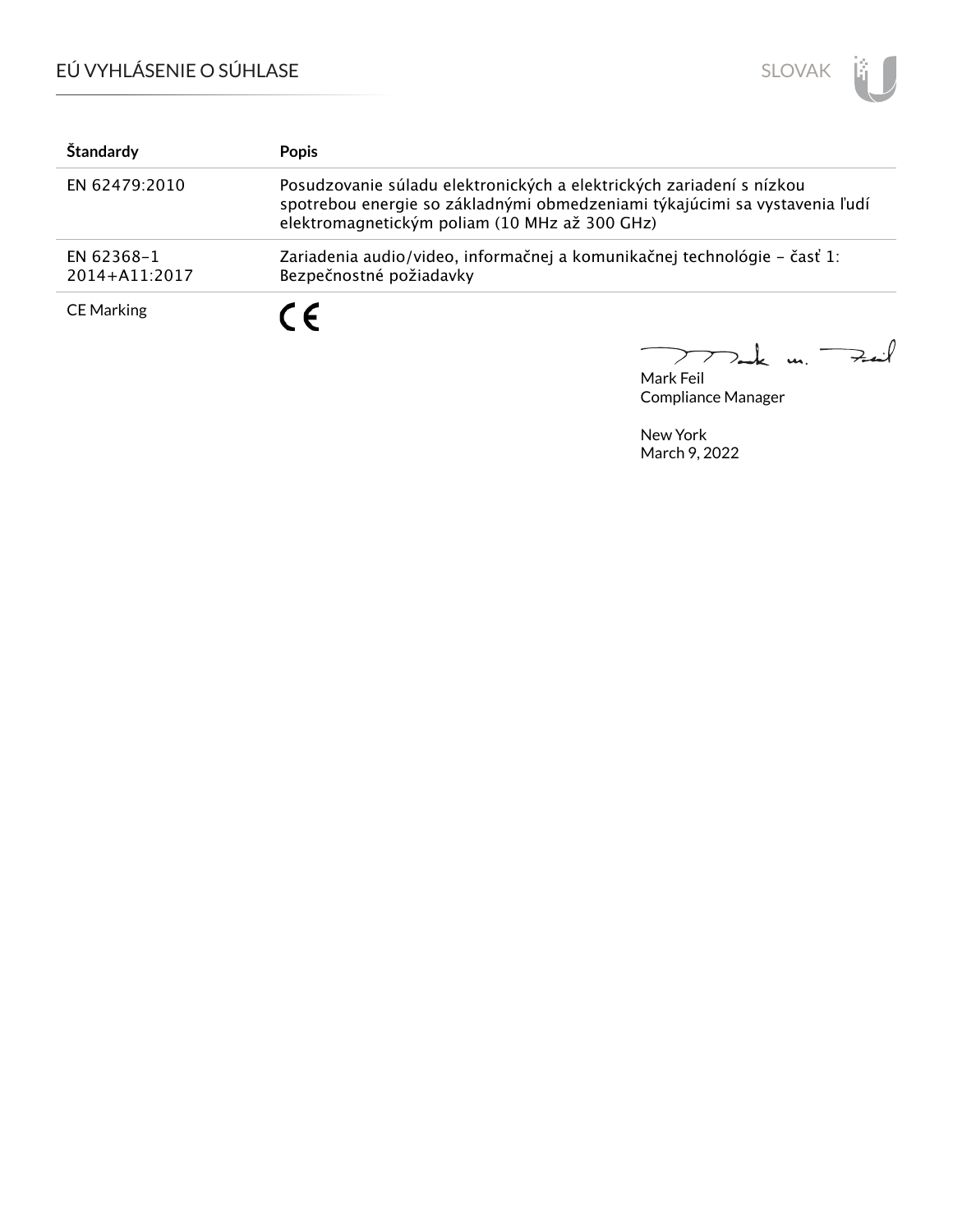| Štandardy | Popis |
| --- | --- |
| EN 62479:2010 | Posudzovanie súladu elektronických a elektrických zariadení s nízkou spotrebou energie so základnými obmedzeniami týkajúcimi sa vystavenia ľudí elektromagnetickým poliam (10 MHz až 300 GHz) |
| EN 62368-1 2014+A11:2017 | Zariadenia audio/video, informačnej a komunikačnej technológie - časť 1: Bezpečnostné požiadavky |
| CE Marking | CE |

Mark Feil
Compliance Manager

New York
March 9, 2022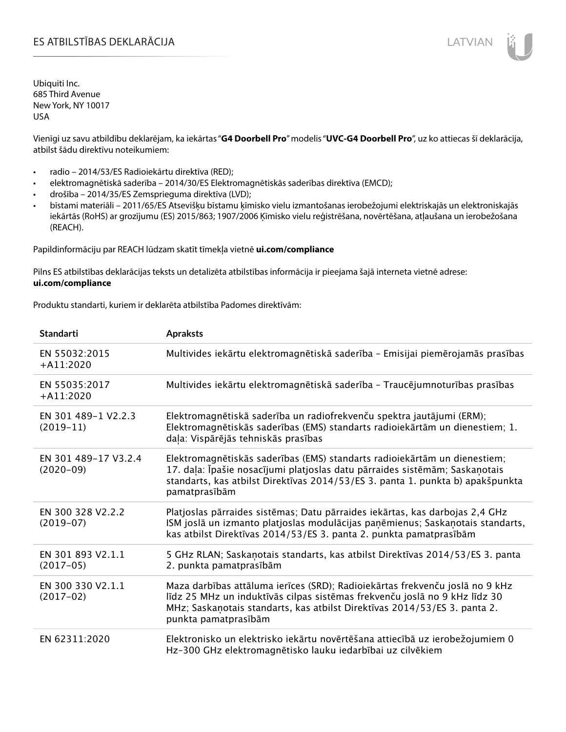# ES ATBILSTĪBAS DEKLARĀCIJA

Ubiquiti Inc.
685 Third Avenue
New York, NY 10017
USA

Vienīgi uz savu atbildību deklarējam, ka iekārtas "**G4 Doorbell Pro**" modelis "**UVC-G4 Doorbell Pro**", uz ko attiecas šī deklarācija, atbilst šādu direktīvu noteikumiem:

- radio – 2014/53/ES Radioiekārtu direktīva (RED);
- elektromagnētiskā saderība – 2014/30/ES Elektromagnētiskās saderības direktīva (EMCD);
- drošība – 2014/35/ES Zemsprieguma direktīva (LVD);
- bīstami materiāli – 2011/65/ES Atsevišķu bīstamu ķīmisko vielu izmantošanas ierobežojumi elektriskajās un elektroniskajās iekārtās (RoHS) ar grozījumu (ES) 2015/863; 1907/2006 Ķīmisko vielu reģistrēšana, novērtēšana, atļaušana un ierobežošana (REACH).

Papildinformāciju par REACH lūdzam skatīt tīmekļa vietnē **ui.com/compliance**

Pilns ES atbilstības deklarācijas teksts un detalizēta atbilstības informācija ir pieejama šajā interneta vietnē adrese:
**ui.com/compliance**

Produktu standarti, kuriem ir deklarēta atbilstība Padomes direktīvām:

| Standarti | Apraksts |
| --- | --- |
| EN 55032:2015 +A11:2020 | Multivides iekārtu elektromagnētiskā saderība – Emisijai piemērojamās prasības |
| EN 55035:2017 +A11:2020 | Multivides iekārtu elektromagnētiskā saderība – Traucējumnoturības prasības |
| EN 301 489-1 V2.2.3 (2019-11) | Elektromagnētiskā saderība un radiofrekvenču spektra jautājumi (ERM); Elektromagnētiskās saderības (EMS) standarts radioiekārtām un dienestiem; 1. daļa: Vispārējās tehniskās prasības |
| EN 301 489-17 V3.2.4 (2020-09) | Elektromagnētiskās saderības (EMS) standarts radioiekārtām un dienestiem; 17. daļa: Īpašie nosacījumi platjoslas datu pārraides sistēmām; Saskaņotais standarts, kas atbilst Direktīvas 2014/53/ES 3. panta 1. punkta b) apakšpunkta pamatprasībām |
| EN 300 328 V2.2.2 (2019-07) | Platjoslas pārraides sistēmas; Datu pārraides iekārtas, kas darbojas 2,4 GHz ISM joslā un izmanto platjoslas modulācijas paņēmienus; Saskaņotais standarts, kas atbilst Direktīvas 2014/53/ES 3. panta 2. punkta pamatprasībām |
| EN 301 893 V2.1.1 (2017-05) | 5 GHz RLAN; Saskaņotais standarts, kas atbilst Direktīvas 2014/53/ES 3. panta 2. punkta pamatprasībām |
| EN 300 330 V2.1.1 (2017-02) | Maza darbības attāluma ierīces (SRD); Radioiekārtas frekvenču joslā no 9 kHz līdz 25 MHz un induktīvās cilpas sistēmas frekvenču joslā no 9 kHz līdz 30 MHz; Saskaņotais standarts, kas atbilst Direktīvas 2014/53/ES 3. panta 2. punkta pamatprasībām |
| EN 62311:2020 | Elektronisko un elektrisko iekārtu novērtēšana attiecībā uz ierobežojumiem 0 Hz–300 GHz elektromagnētisko lauku iedarbībai uz cilvēkiem |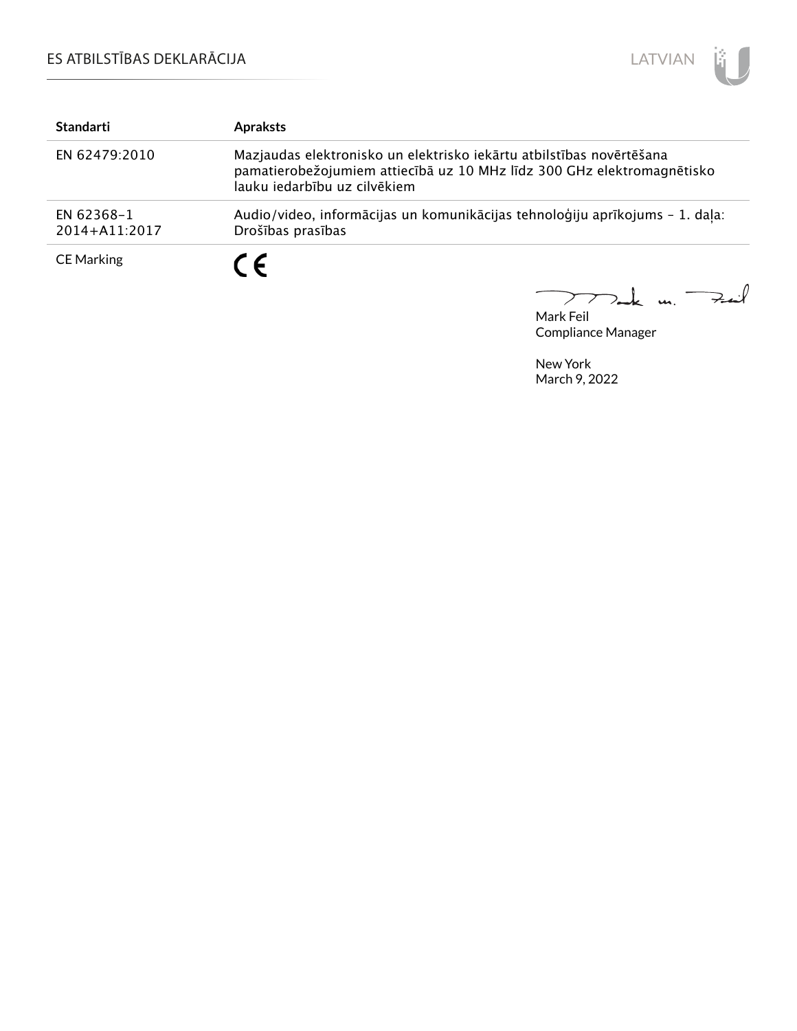| Standarti | Apraksts |
| --- | --- |
| EN 62479:2010 | Mazjaudas elektronisko un elektrisko iekārtu atbilstības novērtēšana pamatierobežojumiem attiecībā uz 10 MHz līdz 300 GHz elektromagnētisko lauku iedarbību uz cilvēkiem |
| EN 62368-1 2014+A11:2017 | Audio/video, informācijas un komunikācijas tehnoloģiju aprīkojums - 1. daļa: Drošības prasības |
| CE Marking | CE |

Mark Feil
Compliance Manager

New York
March 9, 2022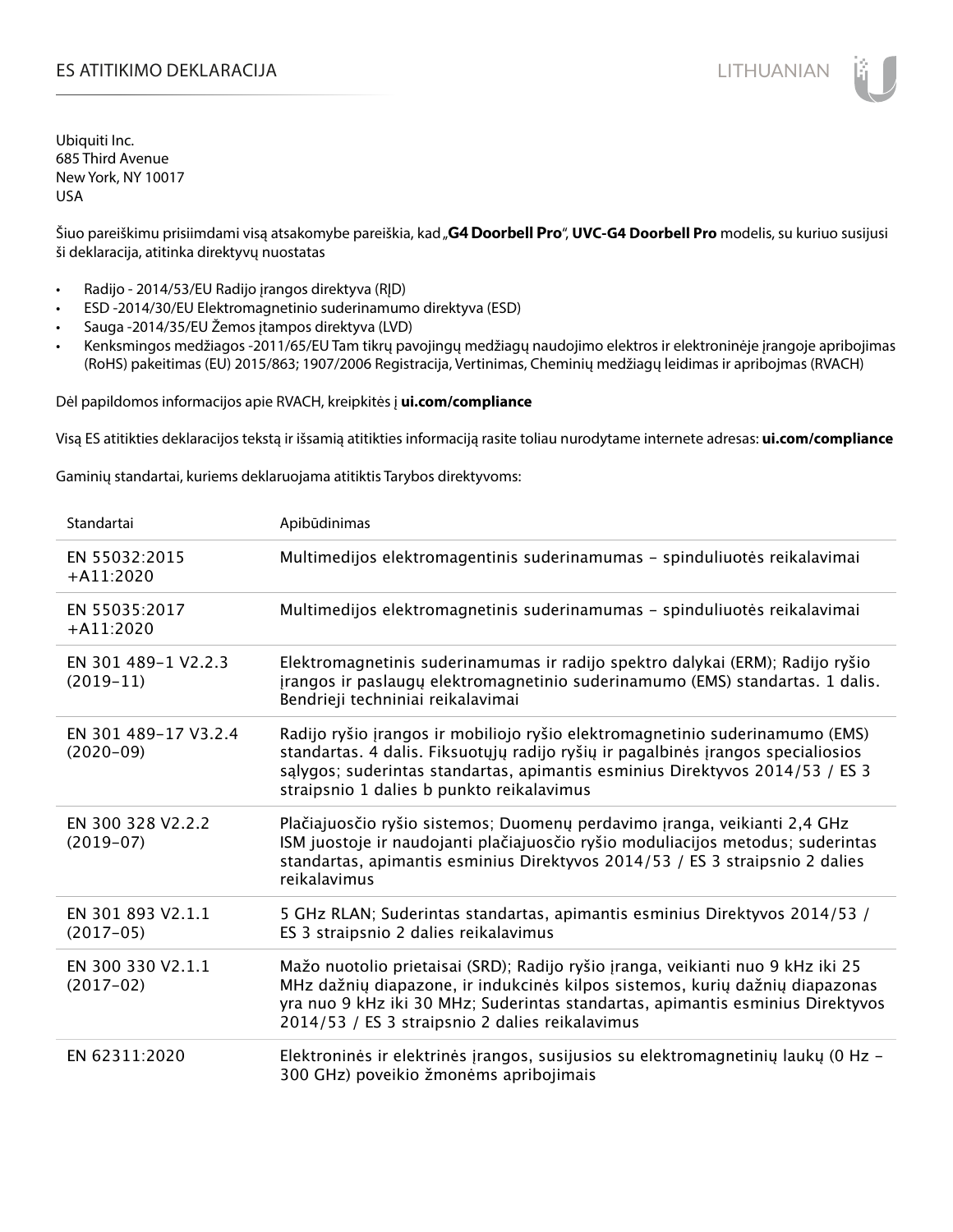# ES ATITIKIMO DEKLARACIJA

Ubiquiti Inc.
685 Third Avenue
New York, NY 10017
USA

Šiuo pareiškimu prisiimdami visą atsakomybe pareiškia, kad „**G4 Doorbell Pro**", **UVC-G4 Doorbell Pro** modelis, su kuriuo susijusi ši deklaracija, atitinka direktyvų nuostatas

- Radijo - 2014/53/EU Radijo įrangos direktyva (RĮD)
- ESD -2014/30/EU Elektromagnetinio suderinamumo direktyva (ESD)
- Sauga -2014/35/EU Žemos įtampos direktyva (LVD)
- Kenksmingos medžiagos -2011/65/EU Tam tikrų pavojingų medžiagų naudojimo elektros ir elektroninėje įrangoje apribojimas (RoHS) pakeitimas (EU) 2015/863; 1907/2006 Registracija, Vertinimas, Cheminių medžiagų leidimas ir apribojmas (RVACH)

Dėl papildomos informacijos apie RVACH, kreipkitės į **ui.com/compliance**

Visą ES atitikties deklaracijos tekstą ir išsamią atitikties informaciją rasite toliau nurodytame internete adresas: **ui.com/compliance**

Gaminių standartai, kuriems deklaruojama atitiktis Tarybos direktyvoms:

| Standartai | Apibūdinimas |
|---|---|
| EN 55032:2015 +A11:2020 | Multimedijos elektromagentinis suderinamumas – spinduliuotės reikalavimai |
| EN 55035:2017 +A11:2020 | Multimedijos elektromagnetinis suderinamumas – spinduliuotės reikalavimai |
| EN 301 489-1 V2.2.3 (2019-11) | Elektromagnetinis suderinamumas ir radijo spektro dalykai (ERM); Radijo ryšio įrangos ir paslaugų elektromagnetinio suderinamumo (EMS) standartas. 1 dalis. Bendrieji techniniai reikalavimai |
| EN 301 489-17 V3.2.4 (2020-09) | Radijo ryšio įrangos ir mobiliojo ryšio elektromagnetinio suderinamumo (EMS) standartas. 4 dalis. Fiksuotųjų radijo ryšių ir pagalbinės įrangos specialiosios sąlygos; suderintas standartas, apimantis esminius Direktyvos 2014/53 / ES 3 straipsnio 1 dalies b punkto reikalavimus |
| EN 300 328 V2.2.2 (2019-07) | Plačiajuosčio ryšio sistemos; Duomenų perdavimo įranga, veikianti 2,4 GHz ISM juostoje ir naudojanti plačiajuosčio ryšio moduliacijos metodus; suderintas standartas, apimantis esminius Direktyvos 2014/53 / ES 3 straipsnio 2 dalies reikalavimus |
| EN 301 893 V2.1.1 (2017-05) | 5 GHz RLAN; Suderintas standartas, apimantis esminius Direktyvos 2014/53 / ES 3 straipsnio 2 dalies reikalavimus |
| EN 300 330 V2.1.1 (2017-02) | Mažo nuotolio prietaisai (SRD); Radijo ryšio įranga, veikianti nuo 9 kHz iki 25 MHz dažnių diapazone, ir indukcinės kilpos sistemos, kurių dažnių diapazonas yra nuo 9 kHz iki 30 MHz; Suderintas standartas, apimantis esminius Direktyvos 2014/53 / ES 3 straipsnio 2 dalies reikalavimus |
| EN 62311:2020 | Elektroninės ir elektrinės įrangos, susijusios su elektromagnetinių laukų (0 Hz – 300 GHz) poveikio žmonėms apribojimais |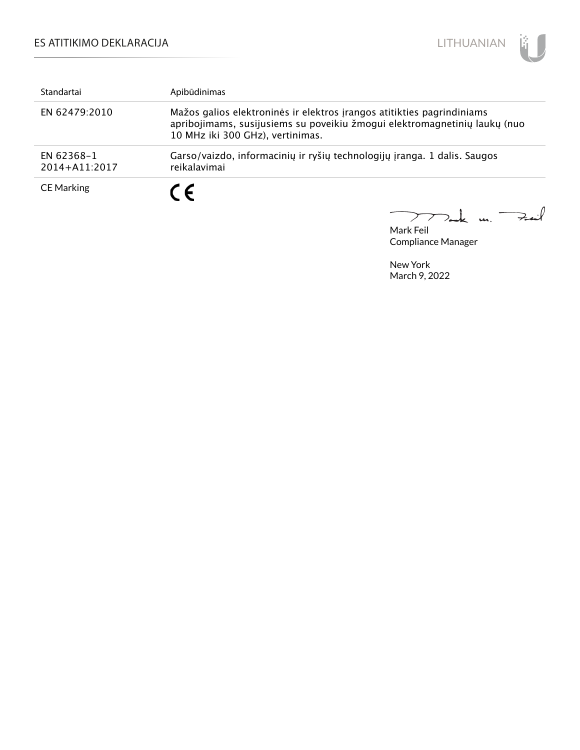| Standartai | Apibūdinimas |
| --- | --- |
| EN 62479:2010 | Mažos galios elektroninės ir elektros įrangos atitikties pagrindiniams apribojimams, susijusiems su poveikiu žmogui elektromagnetinių laukų (nuo 10 MHz iki 300 GHz), vertinimas. |
| EN 62368-1 2014+A11:2017 | Garso/vaizdo, informacinių ir ryšių technologijų įranga. 1 dalis. Saugos reikalavimai |
| CE Marking | CE |

Mark Feil
Compliance Manager

New York
March 9, 2022